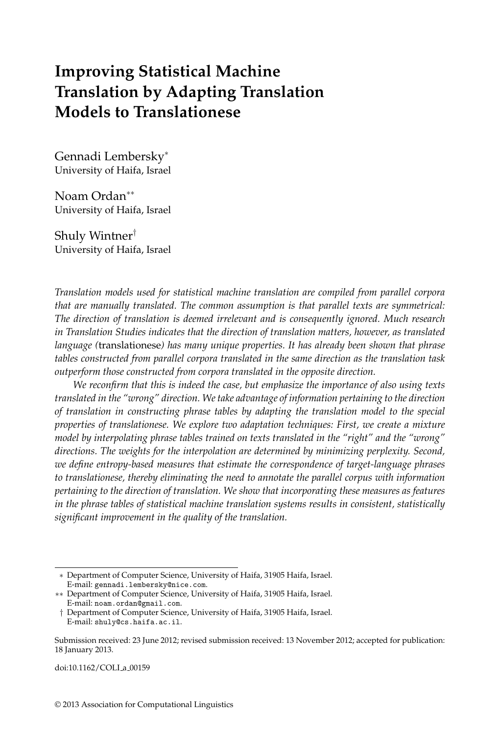# Improving Statistical Machine Translation by Adapting Translation Models to Translationese

Gennadi Lembersky*
University of Haifa, Israel

Noam Ordan**
University of Haifa, Israel

Shuly Wintner†
University of Haifa, Israel

*Translation models used for statistical machine translation are compiled from parallel corpora that are manually translated. The common assumption is that parallel texts are symmetrical: The direction of translation is deemed irrelevant and is consequently ignored. Much research in Translation Studies indicates that the direction of translation matters, however, as translated language (*translationese*) has many unique properties. It has already been shown that phrase tables constructed from parallel corpora translated in the same direction as the translation task outperform those constructed from corpora translated in the opposite direction.*

*We reconfirm that this is indeed the case, but emphasize the importance of also using texts translated in the "wrong" direction. We take advantage of information pertaining to the direction of translation in constructing phrase tables by adapting the translation model to the special properties of translationese. We explore two adaptation techniques: First, we create a mixture model by interpolating phrase tables trained on texts translated in the "right" and the "wrong" directions. The weights for the interpolation are determined by minimizing perplexity. Second, we define entropy-based measures that estimate the correspondence of target-language phrases to translationese, thereby eliminating the need to annotate the parallel corpus with information pertaining to the direction of translation. We show that incorporating these measures as features in the phrase tables of statistical machine translation systems results in consistent, statistically significant improvement in the quality of the translation.*

---

\* Department of Computer Science, University of Haifa, 31905 Haifa, Israel. E-mail: gennadi.lembersky@nice.com.

\*\* Department of Computer Science, University of Haifa, 31905 Haifa, Israel. E-mail: noam.ordan@gmail.com.

† Department of Computer Science, University of Haifa, 31905 Haifa, Israel. E-mail: shuly@cs.haifa.ac.il.

Submission received: 23 June 2012; revised submission received: 13 November 2012; accepted for publication: 18 January 2013.

doi:10.1162/COLI_a_00159

© 2013 Association for Computational Linguistics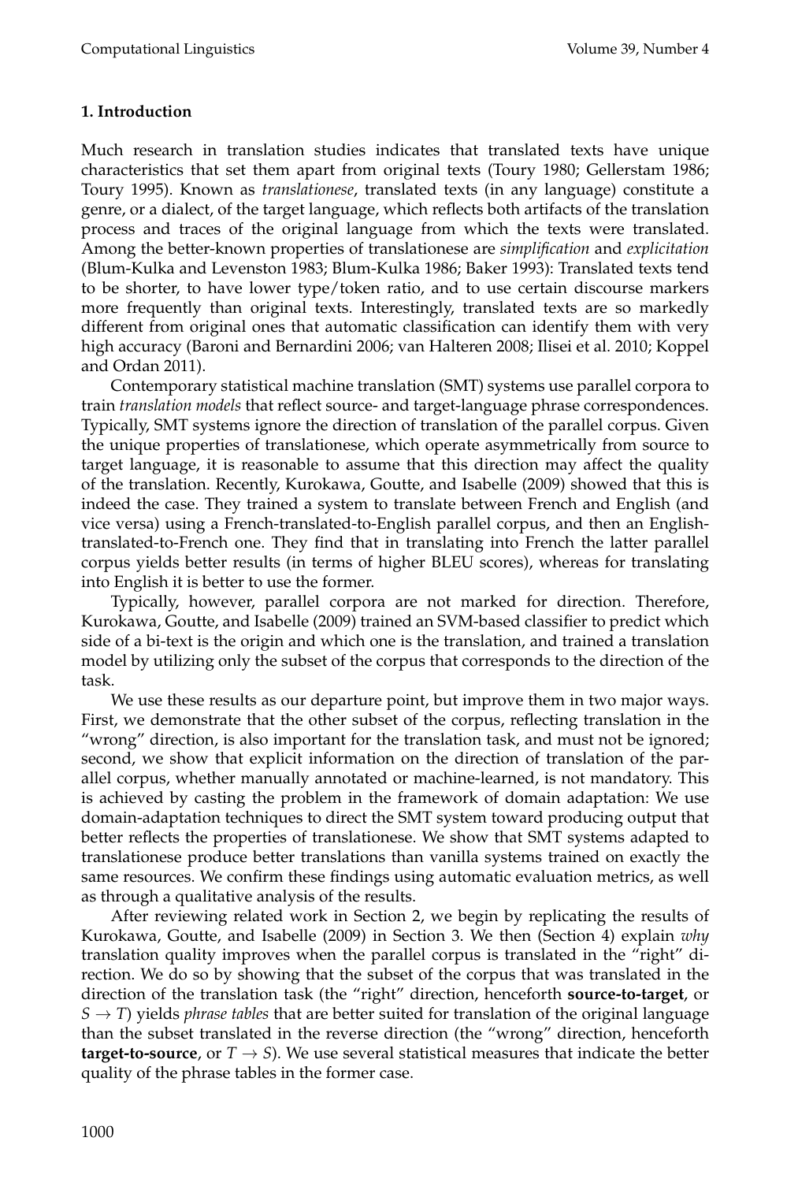## 1. Introduction

Much research in translation studies indicates that translated texts have unique characteristics that set them apart from original texts (Toury 1980; Gellerstam 1986; Toury 1995). Known as *translationese*, translated texts (in any language) constitute a genre, or a dialect, of the target language, which reflects both artifacts of the translation process and traces of the original language from which the texts were translated. Among the better-known properties of translationese are *simplification* and *explicitation* (Blum-Kulka and Levenston 1983; Blum-Kulka 1986; Baker 1993): Translated texts tend to be shorter, to have lower type/token ratio, and to use certain discourse markers more frequently than original texts. Interestingly, translated texts are so markedly different from original ones that automatic classification can identify them with very high accuracy (Baroni and Bernardini 2006; van Halteren 2008; Ilisei et al. 2010; Koppel and Ordan 2011).

Contemporary statistical machine translation (SMT) systems use parallel corpora to train *translation models* that reflect source- and target-language phrase correspondences. Typically, SMT systems ignore the direction of translation of the parallel corpus. Given the unique properties of translationese, which operate asymmetrically from source to target language, it is reasonable to assume that this direction may affect the quality of the translation. Recently, Kurokawa, Goutte, and Isabelle (2009) showed that this is indeed the case. They trained a system to translate between French and English (and vice versa) using a French-translated-to-English parallel corpus, and then an English-translated-to-French one. They find that in translating into French the latter parallel corpus yields better results (in terms of higher BLEU scores), whereas for translating into English it is better to use the former.

Typically, however, parallel corpora are not marked for direction. Therefore, Kurokawa, Goutte, and Isabelle (2009) trained an SVM-based classifier to predict which side of a bi-text is the origin and which one is the translation, and trained a translation model by utilizing only the subset of the corpus that corresponds to the direction of the task.

We use these results as our departure point, but improve them in two major ways. First, we demonstrate that the other subset of the corpus, reflecting translation in the "wrong" direction, is also important for the translation task, and must not be ignored; second, we show that explicit information on the direction of translation of the parallel corpus, whether manually annotated or machine-learned, is not mandatory. This is achieved by casting the problem in the framework of domain adaptation: We use domain-adaptation techniques to direct the SMT system toward producing output that better reflects the properties of translationese. We show that SMT systems adapted to translationese produce better translations than vanilla systems trained on exactly the same resources. We confirm these findings using automatic evaluation metrics, as well as through a qualitative analysis of the results.

After reviewing related work in Section 2, we begin by replicating the results of Kurokawa, Goutte, and Isabelle (2009) in Section 3. We then (Section 4) explain *why* translation quality improves when the parallel corpus is translated in the "right" direction. We do so by showing that the subset of the corpus that was translated in the direction of the translation task (the "right" direction, henceforth **source-to-target**, or $S \rightarrow T$) yields *phrase tables* that are better suited for translation of the original language than the subset translated in the reverse direction (the "wrong" direction, henceforth **target-to-source**, or $T \rightarrow S$). We use several statistical measures that indicate the better quality of the phrase tables in the former case.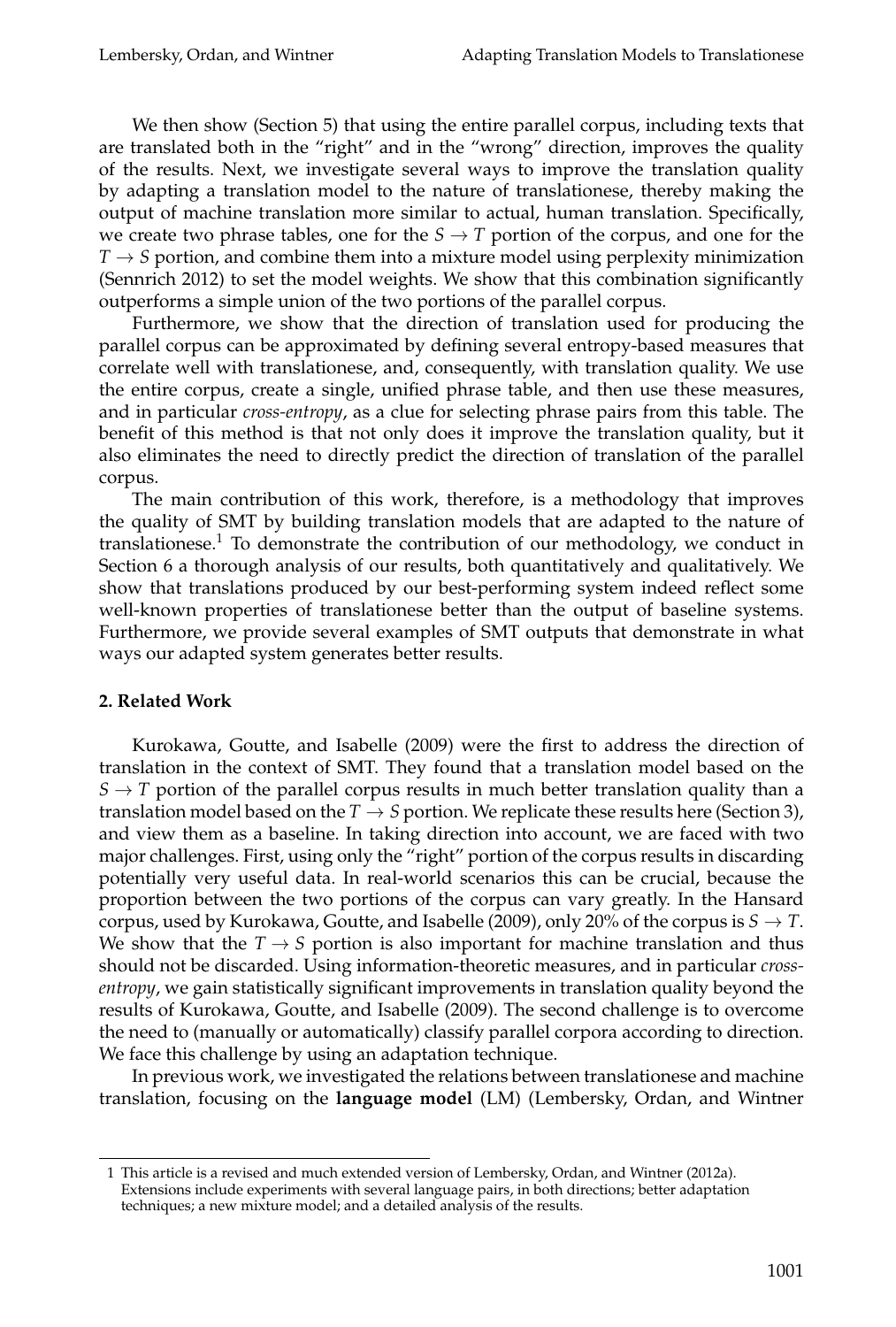We then show (Section 5) that using the entire parallel corpus, including texts that are translated both in the "right" and in the "wrong" direction, improves the quality of the results. Next, we investigate several ways to improve the translation quality by adapting a translation model to the nature of translationese, thereby making the output of machine translation more similar to actual, human translation. Specifically, we create two phrase tables, one for the $S \rightarrow T$ portion of the corpus, and one for the $T \rightarrow S$ portion, and combine them into a mixture model using perplexity minimization (Sennrich 2012) to set the model weights. We show that this combination significantly outperforms a simple union of the two portions of the parallel corpus.

Furthermore, we show that the direction of translation used for producing the parallel corpus can be approximated by defining several entropy-based measures that correlate well with translationese, and, consequently, with translation quality. We use the entire corpus, create a single, unified phrase table, and then use these measures, and in particular *cross-entropy*, as a clue for selecting phrase pairs from this table. The benefit of this method is that not only does it improve the translation quality, but it also eliminates the need to directly predict the direction of translation of the parallel corpus.

The main contribution of this work, therefore, is a methodology that improves the quality of SMT by building translation models that are adapted to the nature of translationese.[1] To demonstrate the contribution of our methodology, we conduct in Section 6 a thorough analysis of our results, both quantitatively and qualitatively. We show that translations produced by our best-performing system indeed reflect some well-known properties of translationese better than the output of baseline systems. Furthermore, we provide several examples of SMT outputs that demonstrate in what ways our adapted system generates better results.

## 2. Related Work

Kurokawa, Goutte, and Isabelle (2009) were the first to address the direction of translation in the context of SMT. They found that a translation model based on the $S \rightarrow T$ portion of the parallel corpus results in much better translation quality than a translation model based on the $T \rightarrow S$ portion. We replicate these results here (Section 3), and view them as a baseline. In taking direction into account, we are faced with two major challenges. First, using only the "right" portion of the corpus results in discarding potentially very useful data. In real-world scenarios this can be crucial, because the proportion between the two portions of the corpus can vary greatly. In the Hansard corpus, used by Kurokawa, Goutte, and Isabelle (2009), only 20% of the corpus is $S \rightarrow T$. We show that the $T \rightarrow S$ portion is also important for machine translation and thus should not be discarded. Using information-theoretic measures, and in particular *cross-entropy*, we gain statistically significant improvements in translation quality beyond the results of Kurokawa, Goutte, and Isabelle (2009). The second challenge is to overcome the need to (manually or automatically) classify parallel corpora according to direction. We face this challenge by using an adaptation technique.

In previous work, we investigated the relations between translationese and machine translation, focusing on the **language model** (LM) (Lembersky, Ordan, and Wintner

---

[1] This article is a revised and much extended version of Lembersky, Ordan, and Wintner (2012a). Extensions include experiments with several language pairs, in both directions; better adaptation techniques; a new mixture model; and a detailed analysis of the results.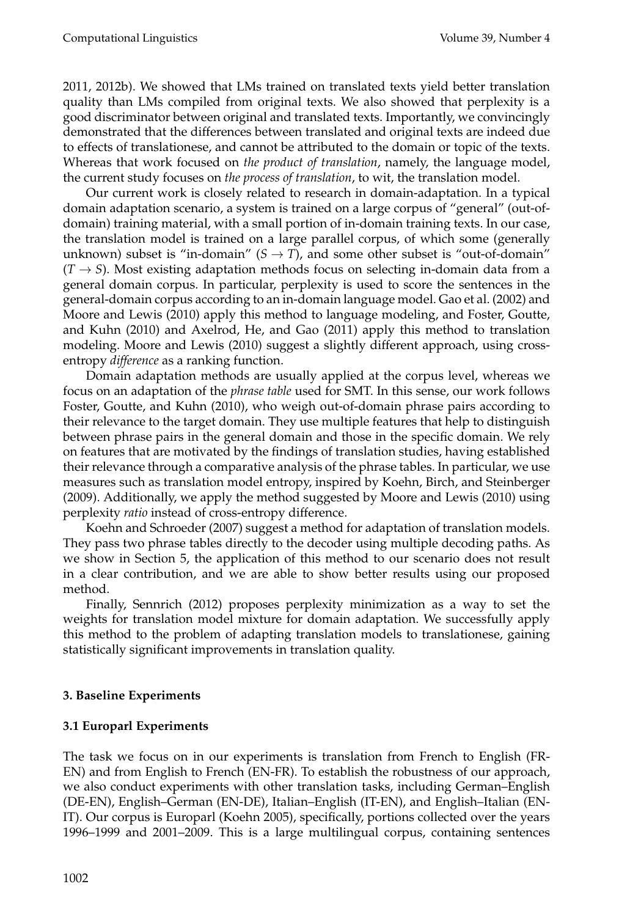2011, 2012b). We showed that LMs trained on translated texts yield better translation quality than LMs compiled from original texts. We also showed that perplexity is a good discriminator between original and translated texts. Importantly, we convincingly demonstrated that the differences between translated and original texts are indeed due to effects of translationese, and cannot be attributed to the domain or topic of the texts. Whereas that work focused on *the product of translation*, namely, the language model, the current study focuses on *the process of translation*, to wit, the translation model.

Our current work is closely related to research in domain-adaptation. In a typical domain adaptation scenario, a system is trained on a large corpus of "general" (out-of-domain) training material, with a small portion of in-domain training texts. In our case, the translation model is trained on a large parallel corpus, of which some (generally unknown) subset is "in-domain" ($S \rightarrow T$), and some other subset is "out-of-domain" ($T \rightarrow S$). Most existing adaptation methods focus on selecting in-domain data from a general domain corpus. In particular, perplexity is used to score the sentences in the general-domain corpus according to an in-domain language model. Gao et al. (2002) and Moore and Lewis (2010) apply this method to language modeling, and Foster, Goutte, and Kuhn (2010) and Axelrod, He, and Gao (2011) apply this method to translation modeling. Moore and Lewis (2010) suggest a slightly different approach, using cross-entropy *difference* as a ranking function.

Domain adaptation methods are usually applied at the corpus level, whereas we focus on an adaptation of the *phrase table* used for SMT. In this sense, our work follows Foster, Goutte, and Kuhn (2010), who weigh out-of-domain phrase pairs according to their relevance to the target domain. They use multiple features that help to distinguish between phrase pairs in the general domain and those in the specific domain. We rely on features that are motivated by the findings of translation studies, having established their relevance through a comparative analysis of the phrase tables. In particular, we use measures such as translation model entropy, inspired by Koehn, Birch, and Steinberger (2009). Additionally, we apply the method suggested by Moore and Lewis (2010) using perplexity *ratio* instead of cross-entropy difference.

Koehn and Schroeder (2007) suggest a method for adaptation of translation models. They pass two phrase tables directly to the decoder using multiple decoding paths. As we show in Section 5, the application of this method to our scenario does not result in a clear contribution, and we are able to show better results using our proposed method.

Finally, Sennrich (2012) proposes perplexity minimization as a way to set the weights for translation model mixture for domain adaptation. We successfully apply this method to the problem of adapting translation models to translationese, gaining statistically significant improvements in translation quality.

## 3. Baseline Experiments

### 3.1 Europarl Experiments

The task we focus on in our experiments is translation from French to English (FR-EN) and from English to French (EN-FR). To establish the robustness of our approach, we also conduct experiments with other translation tasks, including German–English (DE-EN), English–German (EN-DE), Italian–English (IT-EN), and English–Italian (EN-IT). Our corpus is Europarl (Koehn 2005), specifically, portions collected over the years 1996–1999 and 2001–2009. This is a large multilingual corpus, containing sentences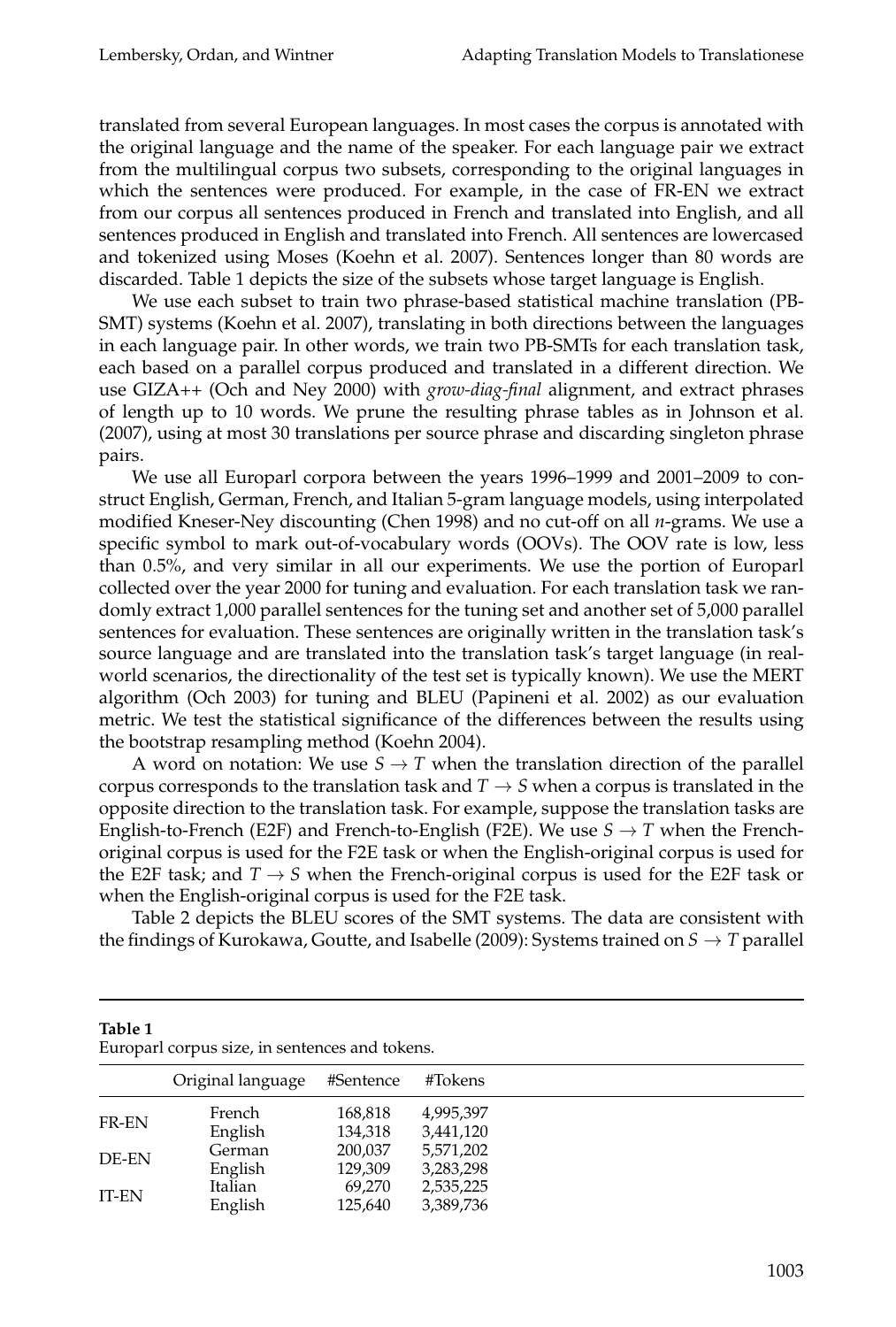translated from several European languages. In most cases the corpus is annotated with the original language and the name of the speaker. For each language pair we extract from the multilingual corpus two subsets, corresponding to the original languages in which the sentences were produced. For example, in the case of FR-EN we extract from our corpus all sentences produced in French and translated into English, and all sentences produced in English and translated into French. All sentences are lowercased and tokenized using Moses (Koehn et al. 2007). Sentences longer than 80 words are discarded. Table 1 depicts the size of the subsets whose target language is English.

We use each subset to train two phrase-based statistical machine translation (PB-SMT) systems (Koehn et al. 2007), translating in both directions between the languages in each language pair. In other words, we train two PB-SMTs for each translation task, each based on a parallel corpus produced and translated in a different direction. We use GIZA++ (Och and Ney 2000) with *grow-diag-final* alignment, and extract phrases of length up to 10 words. We prune the resulting phrase tables as in Johnson et al. (2007), using at most 30 translations per source phrase and discarding singleton phrase pairs.

We use all Europarl corpora between the years 1996–1999 and 2001–2009 to construct English, German, French, and Italian 5-gram language models, using interpolated modified Kneser-Ney discounting (Chen 1998) and no cut-off on all *n*-grams. We use a specific symbol to mark out-of-vocabulary words (OOVs). The OOV rate is low, less than 0.5%, and very similar in all our experiments. We use the portion of Europarl collected over the year 2000 for tuning and evaluation. For each translation task we randomly extract 1,000 parallel sentences for the tuning set and another set of 5,000 parallel sentences for evaluation. These sentences are originally written in the translation task's source language and are translated into the translation task's target language (in real-world scenarios, the directionality of the test set is typically known). We use the MERT algorithm (Och 2003) for tuning and BLEU (Papineni et al. 2002) as our evaluation metric. We test the statistical significance of the differences between the results using the bootstrap resampling method (Koehn 2004).

A word on notation: We use $S \rightarrow T$ when the translation direction of the parallel corpus corresponds to the translation task and $T \rightarrow S$ when a corpus is translated in the opposite direction to the translation task. For example, suppose the translation tasks are English-to-French (E2F) and French-to-English (F2E). We use $S \rightarrow T$ when the French-original corpus is used for the F2E task or when the English-original corpus is used for the E2F task; and $T \rightarrow S$ when the French-original corpus is used for the E2F task or when the English-original corpus is used for the F2E task.

Table 2 depicts the BLEU scores of the SMT systems. The data are consistent with the findings of Kurokawa, Goutte, and Isabelle (2009): Systems trained on $S \rightarrow T$ parallel

**Table 1**
Europarl corpus size, in sentences and tokens.

| | Original language | #Sentence | #Tokens |
|---|---|---|---|
| FR-EN | French | 168,818 | 4,995,397 |
| | English | 134,318 | 3,441,120 |
| DE-EN | German | 200,037 | 5,571,202 |
| | English | 129,309 | 3,283,298 |
| IT-EN | Italian | 69,270 | 2,535,225 |
| | English | 125,640 | 3,389,736 |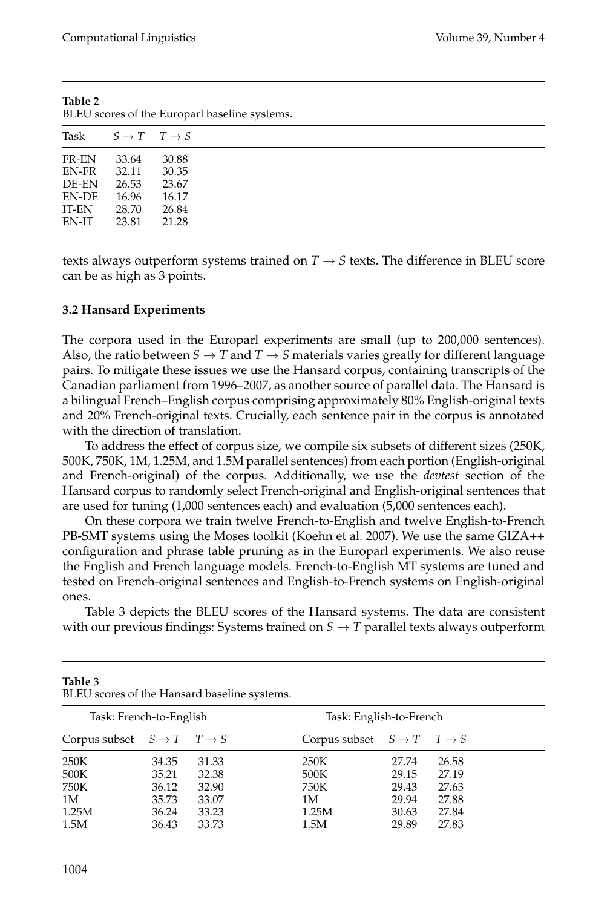**Table 2**
BLEU scores of the Europarl baseline systems.

| Task | $S \rightarrow T$ | $T \rightarrow S$ |
|---|---|---|
| FR-EN | 33.64 | 30.88 |
| EN-FR | 32.11 | 30.35 |
| DE-EN | 26.53 | 23.67 |
| EN-DE | 16.96 | 16.17 |
| IT-EN | 28.70 | 26.84 |
| EN-IT | 23.81 | 21.28 |

texts always outperform systems trained on $T \rightarrow S$ texts. The difference in BLEU score can be as high as 3 points.

### 3.2 Hansard Experiments

The corpora used in the Europarl experiments are small (up to 200,000 sentences). Also, the ratio between $S \rightarrow T$ and $T \rightarrow S$ materials varies greatly for different language pairs. To mitigate these issues we use the Hansard corpus, containing transcripts of the Canadian parliament from 1996–2007, as another source of parallel data. The Hansard is a bilingual French–English corpus comprising approximately 80% English-original texts and 20% French-original texts. Crucially, each sentence pair in the corpus is annotated with the direction of translation.

To address the effect of corpus size, we compile six subsets of different sizes (250K, 500K, 750K, 1M, 1.25M, and 1.5M parallel sentences) from each portion (English-original and French-original) of the corpus. Additionally, we use the *devtest* section of the Hansard corpus to randomly select French-original and English-original sentences that are used for tuning (1,000 sentences each) and evaluation (5,000 sentences each).

On these corpora we train twelve French-to-English and twelve English-to-French PB-SMT systems using the Moses toolkit (Koehn et al. 2007). We use the same GIZA++ configuration and phrase table pruning as in the Europarl experiments. We also reuse the English and French language models. French-to-English MT systems are tuned and tested on French-original sentences and English-to-French systems on English-original ones.

Table 3 depicts the BLEU scores of the Hansard systems. The data are consistent with our previous findings: Systems trained on $S \rightarrow T$ parallel texts always outperform

**Table 3**
BLEU scores of the Hansard baseline systems.

| Task: French-to-English | | | Task: English-to-French | | |
|---|---|---|---|---|---|
| Corpus subset | $S \rightarrow T$ | $T \rightarrow S$ | Corpus subset | $S \rightarrow T$ | $T \rightarrow S$ |
| 250K | 34.35 | 31.33 | 250K | 27.74 | 26.58 |
| 500K | 35.21 | 32.38 | 500K | 29.15 | 27.19 |
| 750K | 36.12 | 32.90 | 750K | 29.43 | 27.63 |
| 1M | 35.73 | 33.07 | 1M | 29.94 | 27.88 |
| 1.25M | 36.24 | 33.23 | 1.25M | 30.63 | 27.84 |
| 1.5M | 36.43 | 33.73 | 1.5M | 29.89 | 27.83 |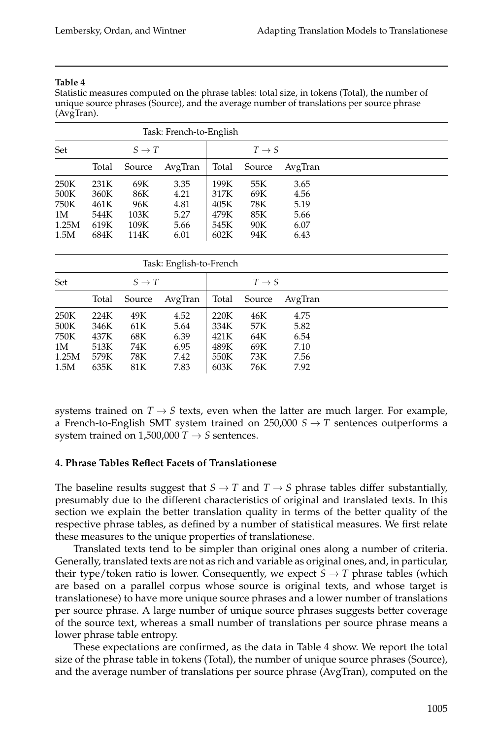**Table 4**

Statistic measures computed on the phrase tables: total size, in tokens (Total), the number of unique source phrases (Source), and the average number of translations per source phrase (AvgTran).

| Task: French-to-English | | | | | | |
|---|---|---|---|---|---|---|
| Set | $S \rightarrow T$ | | | $T \rightarrow S$ | | |
| | Total | Source | AvgTran | Total | Source | AvgTran |
| 250K | 231K | 69K | 3.35 | 199K | 55K | 3.65 |
| 500K | 360K | 86K | 4.21 | 317K | 69K | 4.56 |
| 750K | 461K | 96K | 4.81 | 405K | 78K | 5.19 |
| 1M | 544K | 103K | 5.27 | 479K | 85K | 5.66 |
| 1.25M | 619K | 109K | 5.66 | 545K | 90K | 6.07 |
| 1.5M | 684K | 114K | 6.01 | 602K | 94K | 6.43 |

| Task: English-to-French | | | | | | |
|---|---|---|---|---|---|---|
| Set | $S \rightarrow T$ | | | $T \rightarrow S$ | | |
| | Total | Source | AvgTran | Total | Source | AvgTran |
| 250K | 224K | 49K | 4.52 | 220K | 46K | 4.75 |
| 500K | 346K | 61K | 5.64 | 334K | 57K | 5.82 |
| 750K | 437K | 68K | 6.39 | 421K | 64K | 6.54 |
| 1M | 513K | 74K | 6.95 | 489K | 69K | 7.10 |
| 1.25M | 579K | 78K | 7.42 | 550K | 73K | 7.56 |
| 1.5M | 635K | 81K | 7.83 | 603K | 76K | 7.92 |

systems trained on $T \rightarrow S$ texts, even when the latter are much larger. For example, a French-to-English SMT system trained on 250,000 $S \rightarrow T$ sentences outperforms a system trained on 1,500,000 $T \rightarrow S$ sentences.

## 4. Phrase Tables Reflect Facets of Translationese

The baseline results suggest that $S \rightarrow T$ and $T \rightarrow S$ phrase tables differ substantially, presumably due to the different characteristics of original and translated texts. In this section we explain the better translation quality in terms of the better quality of the respective phrase tables, as defined by a number of statistical measures. We first relate these measures to the unique properties of translationese.

Translated texts tend to be simpler than original ones along a number of criteria. Generally, translated texts are not as rich and variable as original ones, and, in particular, their type/token ratio is lower. Consequently, we expect $S \rightarrow T$ phrase tables (which are based on a parallel corpus whose source is original texts, and whose target is translationese) to have more unique source phrases and a lower number of translations per source phrase. A large number of unique source phrases suggests better coverage of the source text, whereas a small number of translations per source phrase means a lower phrase table entropy.

These expectations are confirmed, as the data in Table 4 show. We report the total size of the phrase table in tokens (Total), the number of unique source phrases (Source), and the average number of translations per source phrase (AvgTran), computed on the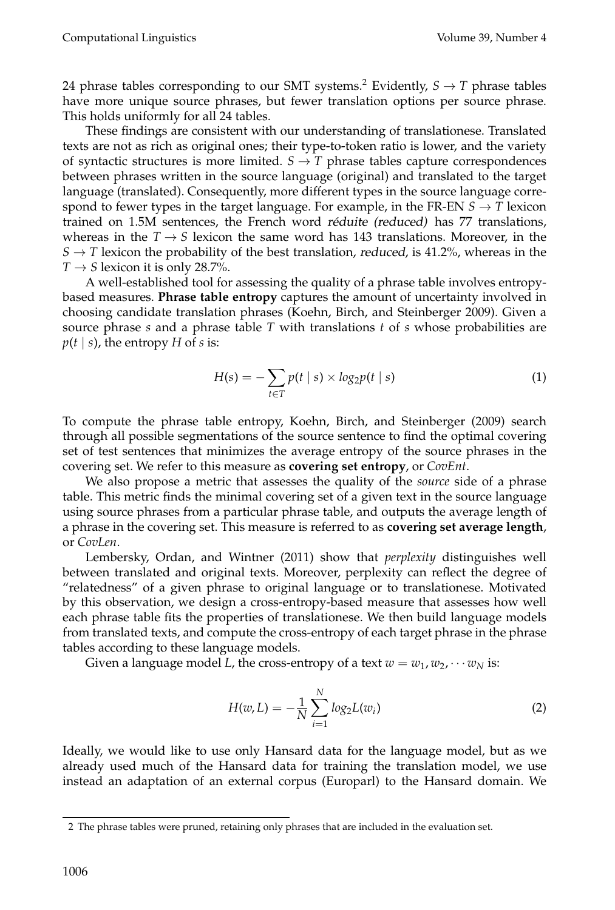24 phrase tables corresponding to our SMT systems.[2] Evidently, $S \rightarrow T$ phrase tables have more unique source phrases, but fewer translation options per source phrase. This holds uniformly for all 24 tables.

These findings are consistent with our understanding of translationese. Translated texts are not as rich as original ones; their type-to-token ratio is lower, and the variety of syntactic structures is more limited. $S \rightarrow T$ phrase tables capture correspondences between phrases written in the source language (original) and translated to the target language (translated). Consequently, more different types in the source language correspond to fewer types in the target language. For example, in the FR-EN $S \rightarrow T$ lexicon trained on 1.5M sentences, the French word *réduite (reduced)* has 77 translations, whereas in the $T \rightarrow S$ lexicon the same word has 143 translations. Moreover, in the $S \rightarrow T$ lexicon the probability of the best translation, *reduced*, is 41.2%, whereas in the $T \rightarrow S$ lexicon it is only 28.7%.

A well-established tool for assessing the quality of a phrase table involves entropy-based measures. **Phrase table entropy** captures the amount of uncertainty involved in choosing candidate translation phrases (Koehn, Birch, and Steinberger 2009). Given a source phrase $s$ and a phrase table $T$ with translations $t$ of $s$ whose probabilities are $p(t \mid s)$, the entropy $H$ of $s$ is:

$$H(s) = -\sum_{t \in T} p(t \mid s) \times log_2 p(t \mid s) \tag{1}$$

To compute the phrase table entropy, Koehn, Birch, and Steinberger (2009) search through all possible segmentations of the source sentence to find the optimal covering set of test sentences that minimizes the average entropy of the source phrases in the covering set. We refer to this measure as **covering set entropy**, or *CovEnt*.

We also propose a metric that assesses the quality of the *source* side of a phrase table. This metric finds the minimal covering set of a given text in the source language using source phrases from a particular phrase table, and outputs the average length of a phrase in the covering set. This measure is referred to as **covering set average length**, or *CovLen*.

Lembersky, Ordan, and Wintner (2011) show that *perplexity* distinguishes well between translated and original texts. Moreover, perplexity can reflect the degree of "relatedness" of a given phrase to original language or to translationese. Motivated by this observation, we design a cross-entropy-based measure that assesses how well each phrase table fits the properties of translationese. We then build language models from translated texts, and compute the cross-entropy of each target phrase in the phrase tables according to these language models.

Given a language model $L$, the cross-entropy of a text $w = w_1, w_2, \cdots w_N$ is:

$$H(w, L) = -\frac{1}{N} \sum_{i=1}^{N} log_2 L(w_i) \tag{2}$$

Ideally, we would like to use only Hansard data for the language model, but as we already used much of the Hansard data for training the translation model, we use instead an adaptation of an external corpus (Europarl) to the Hansard domain. We

[2] The phrase tables were pruned, retaining only phrases that are included in the evaluation set.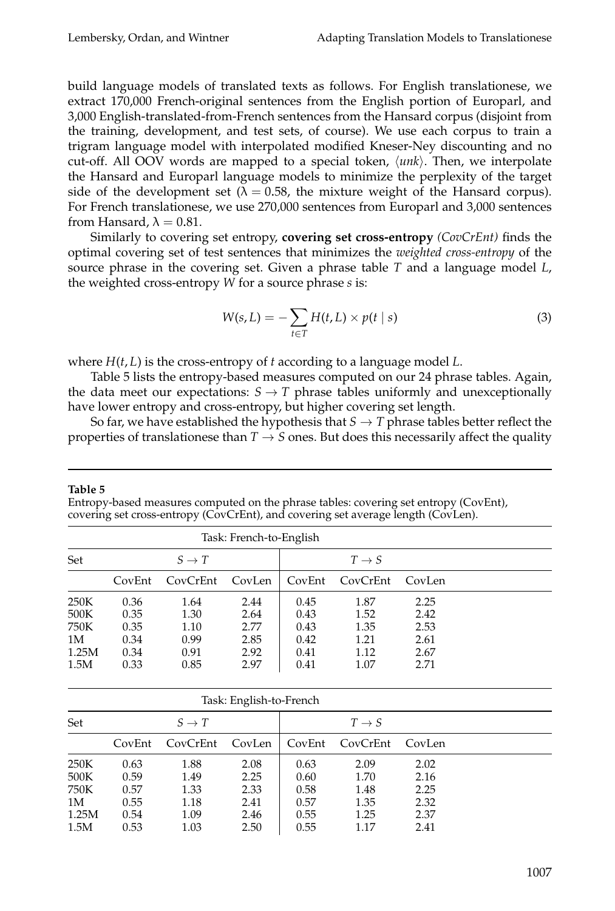build language models of translated texts as follows. For English translationese, we extract 170,000 French-original sentences from the English portion of Europarl, and 3,000 English-translated-from-French sentences from the Hansard corpus (disjoint from the training, development, and test sets, of course). We use each corpus to train a trigram language model with interpolated modified Kneser-Ney discounting and no cut-off. All OOV words are mapped to a special token, $\langle unk \rangle$. Then, we interpolate the Hansard and Europarl language models to minimize the perplexity of the target side of the development set ($\lambda = 0.58$, the mixture weight of the Hansard corpus). For French translationese, we use 270,000 sentences from Europarl and 3,000 sentences from Hansard, $\lambda = 0.81$.

Similarly to covering set entropy, **covering set cross-entropy** *(CovCrEnt)* finds the optimal covering set of test sentences that minimizes the *weighted cross-entropy* of the source phrase in the covering set. Given a phrase table $T$ and a language model $L$, the weighted cross-entropy $W$ for a source phrase $s$ is:

$$W(s, L) = -\sum_{t \in T} H(t, L) \times p(t \mid s) \tag{3}$$

where $H(t, L)$ is the cross-entropy of $t$ according to a language model $L$.

Table 5 lists the entropy-based measures computed on our 24 phrase tables. Again, the data meet our expectations: $S \rightarrow T$ phrase tables uniformly and unexceptionally have lower entropy and cross-entropy, but higher covering set length.

So far, we have established the hypothesis that $S \rightarrow T$ phrase tables better reflect the properties of translationese than $T \rightarrow S$ ones. But does this necessarily affect the quality

**Table 5**
Entropy-based measures computed on the phrase tables: covering set entropy (CovEnt), covering set cross-entropy (CovCrEnt), and covering set average length (CovLen).

| Task: French-to-English | | | | | | |
|---|---|---|---|---|---|---|
| Set | $S \rightarrow T$ | | | $T \rightarrow S$ | | |
| | CovEnt | CovCrEnt | CovLen | CovEnt | CovCrEnt | CovLen |
| 250K | 0.36 | 1.64 | 2.44 | 0.45 | 1.87 | 2.25 |
| 500K | 0.35 | 1.30 | 2.64 | 0.43 | 1.52 | 2.42 |
| 750K | 0.35 | 1.10 | 2.77 | 0.43 | 1.35 | 2.53 |
| 1M | 0.34 | 0.99 | 2.85 | 0.42 | 1.21 | 2.61 |
| 1.25M | 0.34 | 0.91 | 2.92 | 0.41 | 1.12 | 2.67 |
| 1.5M | 0.33 | 0.85 | 2.97 | 0.41 | 1.07 | 2.71 |

| Task: English-to-French | | | | | | |
|---|---|---|---|---|---|---|
| Set | $S \rightarrow T$ | | | $T \rightarrow S$ | | |
| | CovEnt | CovCrEnt | CovLen | CovEnt | CovCrEnt | CovLen |
| 250K | 0.63 | 1.88 | 2.08 | 0.63 | 2.09 | 2.02 |
| 500K | 0.59 | 1.49 | 2.25 | 0.60 | 1.70 | 2.16 |
| 750K | 0.57 | 1.33 | 2.33 | 0.58 | 1.48 | 2.25 |
| 1M | 0.55 | 1.18 | 2.41 | 0.57 | 1.35 | 2.32 |
| 1.25M | 0.54 | 1.09 | 2.46 | 0.55 | 1.25 | 2.37 |
| 1.5M | 0.53 | 1.03 | 2.50 | 0.55 | 1.17 | 2.41 |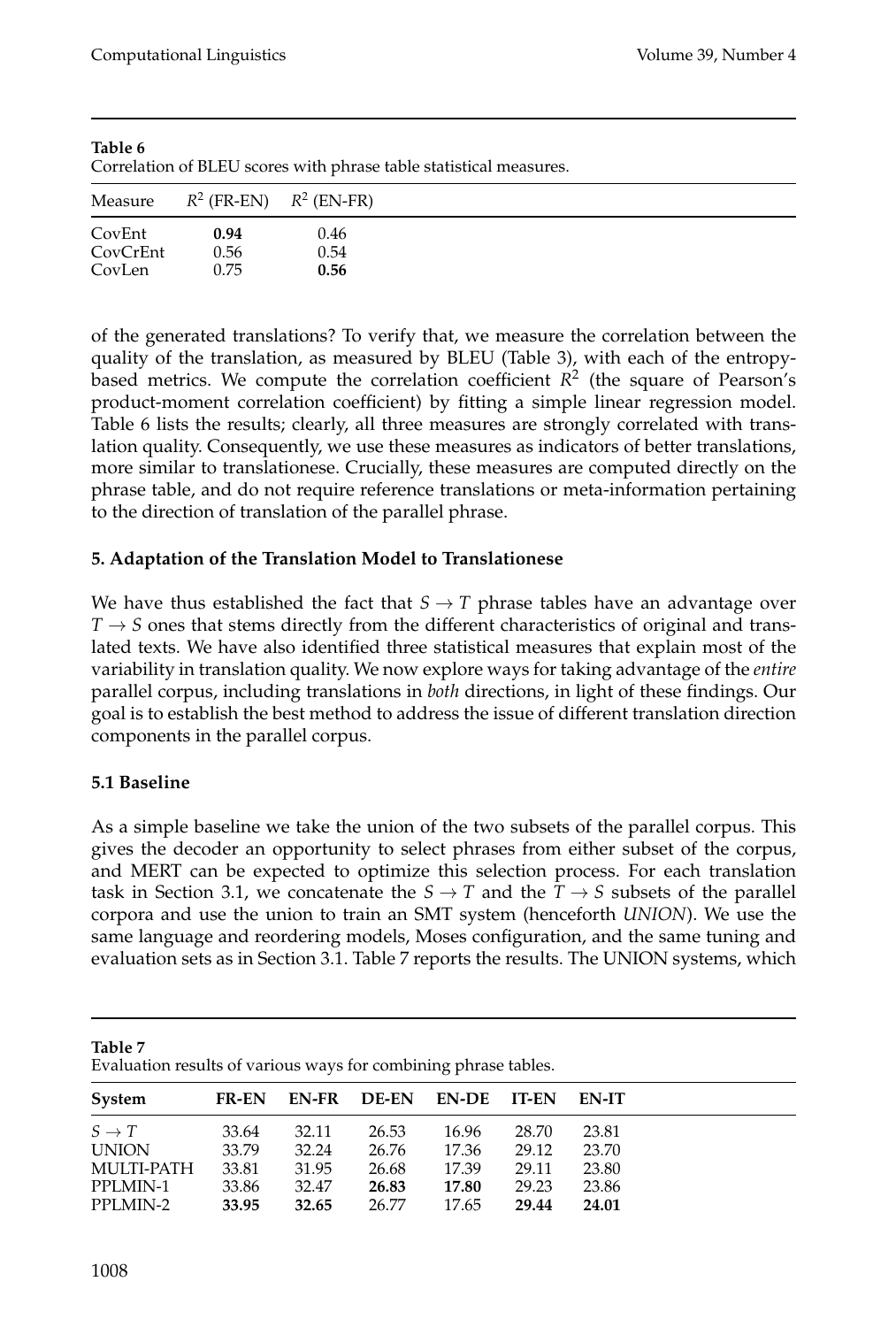**Table 6**
Correlation of BLEU scores with phrase table statistical measures.

| Measure | $R^2$ (FR-EN) | $R^2$ (EN-FR) |
|---|---|---|
| CovEnt | **0.94** | 0.46 |
| CovCrEnt | 0.56 | 0.54 |
| CovLen | 0.75 | **0.56** |

of the generated translations? To verify that, we measure the correlation between the quality of the translation, as measured by BLEU (Table 3), with each of the entropy-based metrics. We compute the correlation coefficient $R^2$ (the square of Pearson's product-moment correlation coefficient) by fitting a simple linear regression model. Table 6 lists the results; clearly, all three measures are strongly correlated with translation quality. Consequently, we use these measures as indicators of better translations, more similar to translationese. Crucially, these measures are computed directly on the phrase table, and do not require reference translations or meta-information pertaining to the direction of translation of the parallel phrase.

## 5. Adaptation of the Translation Model to Translationese

We have thus established the fact that $S \rightarrow T$ phrase tables have an advantage over $T \rightarrow S$ ones that stems directly from the different characteristics of original and translated texts. We have also identified three statistical measures that explain most of the variability in translation quality. We now explore ways for taking advantage of the *entire* parallel corpus, including translations in *both* directions, in light of these findings. Our goal is to establish the best method to address the issue of different translation direction components in the parallel corpus.

### 5.1 Baseline

As a simple baseline we take the union of the two subsets of the parallel corpus. This gives the decoder an opportunity to select phrases from either subset of the corpus, and MERT can be expected to optimize this selection process. For each translation task in Section 3.1, we concatenate the $S \rightarrow T$ and the $T \rightarrow S$ subsets of the parallel corpora and use the union to train an SMT system (henceforth *UNION*). We use the same language and reordering models, Moses configuration, and the same tuning and evaluation sets as in Section 3.1. Table 7 reports the results. The UNION systems, which

**Table 7**
Evaluation results of various ways for combining phrase tables.

| System | FR-EN | EN-FR | DE-EN | EN-DE | IT-EN | EN-IT |
|---|---|---|---|---|---|---|
| $S \rightarrow T$ | 33.64 | 32.11 | 26.53 | 16.96 | 28.70 | 23.81 |
| UNION | 33.79 | 32.24 | 26.76 | 17.36 | 29.12 | 23.70 |
| MULTI-PATH | 33.81 | 31.95 | 26.68 | 17.39 | 29.11 | 23.80 |
| PPLMIN-1 | 33.86 | 32.47 | **26.83** | **17.80** | 29.23 | 23.86 |
| PPLMIN-2 | **33.95** | **32.65** | 26.77 | 17.65 | **29.44** | **24.01** |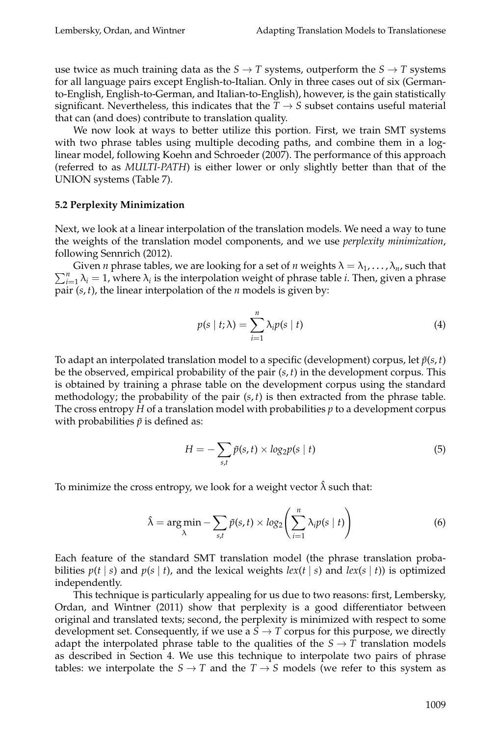use twice as much training data as the $S \rightarrow T$ systems, outperform the $S \rightarrow T$ systems for all language pairs except English-to-Italian. Only in three cases out of six (German-to-English, English-to-German, and Italian-to-English), however, is the gain statistically significant. Nevertheless, this indicates that the $T \rightarrow S$ subset contains useful material that can (and does) contribute to translation quality.

We now look at ways to better utilize this portion. First, we train SMT systems with two phrase tables using multiple decoding paths, and combine them in a log-linear model, following Koehn and Schroeder (2007). The performance of this approach (referred to as *MULTI-PATH*) is either lower or only slightly better than that of the UNION systems (Table 7).

### 5.2 Perplexity Minimization

Next, we look at a linear interpolation of the translation models. We need a way to tune the weights of the translation model components, and we use *perplexity minimization*, following Sennrich (2012).

Given $n$ phrase tables, we are looking for a set of $n$ weights $\lambda = \lambda_1, \ldots, \lambda_n$, such that $\sum_{i=1}^{n} \lambda_i = 1$, where $\lambda_i$ is the interpolation weight of phrase table $i$. Then, given a phrase pair $(s, t)$, the linear interpolation of the $n$ models is given by:

$$p(s \mid t; \lambda) = \sum_{i=1}^{n} \lambda_i p(s \mid t) \tag{4}$$

To adapt an interpolated translation model to a specific (development) corpus, let $\tilde{p}(s, t)$ be the observed, empirical probability of the pair $(s, t)$ in the development corpus. This is obtained by training a phrase table on the development corpus using the standard methodology; the probability of the pair $(s, t)$ is then extracted from the phrase table. The cross entropy $H$ of a translation model with probabilities $p$ to a development corpus with probabilities $\tilde{p}$ is defined as:

$$H = -\sum_{s,t} \tilde{p}(s, t) \times log_2 p(s \mid t) \tag{5}$$

To minimize the cross entropy, we look for a weight vector $\hat{\lambda}$ such that:

$$\hat{\lambda} = \arg\min_{\lambda} - \sum_{s,t} \tilde{p}(s, t) \times log_2 \left( \sum_{i=1}^{n} \lambda_i p(s \mid t) \right) \tag{6}$$

Each feature of the standard SMT translation model (the phrase translation probabilities $p(t \mid s)$ and $p(s \mid t)$, and the lexical weights $lex(t \mid s)$ and $lex(s \mid t)$) is optimized independently.

This technique is particularly appealing for us due to two reasons: first, Lembersky, Ordan, and Wintner (2011) show that perplexity is a good differentiator between original and translated texts; second, the perplexity is minimized with respect to some development set. Consequently, if we use a $S \rightarrow T$ corpus for this purpose, we directly adapt the interpolated phrase table to the qualities of the $S \rightarrow T$ translation models as described in Section 4. We use this technique to interpolate two pairs of phrase tables: we interpolate the $S \rightarrow T$ and the $T \rightarrow S$ models (we refer to this system as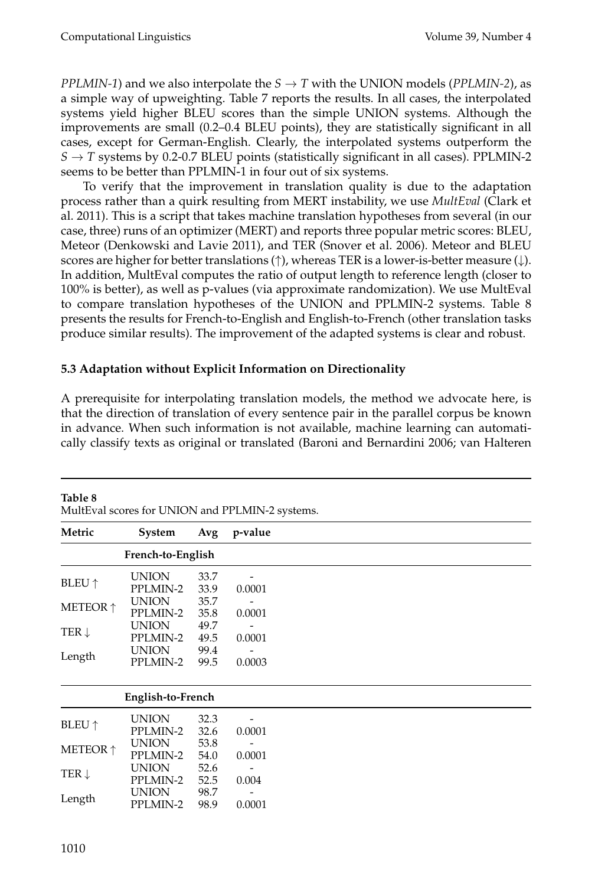*PPLMIN-1*) and we also interpolate the $S \rightarrow T$ with the UNION models (*PPLMIN-2*), as a simple way of upweighting. Table 7 reports the results. In all cases, the interpolated systems yield higher BLEU scores than the simple UNION systems. Although the improvements are small (0.2–0.4 BLEU points), they are statistically significant in all cases, except for German-English. Clearly, the interpolated systems outperform the $S \rightarrow T$ systems by 0.2-0.7 BLEU points (statistically significant in all cases). PPLMIN-2 seems to be better than PPLMIN-1 in four out of six systems.

To verify that the improvement in translation quality is due to the adaptation process rather than a quirk resulting from MERT instability, we use *MultEval* (Clark et al. 2011). This is a script that takes machine translation hypotheses from several (in our case, three) runs of an optimizer (MERT) and reports three popular metric scores: BLEU, Meteor (Denkowski and Lavie 2011), and TER (Snover et al. 2006). Meteor and BLEU scores are higher for better translations (↑), whereas TER is a lower-is-better measure (↓). In addition, MultEval computes the ratio of output length to reference length (closer to 100% is better), as well as p-values (via approximate randomization). We use MultEval to compare translation hypotheses of the UNION and PPLMIN-2 systems. Table 8 presents the results for French-to-English and English-to-French (other translation tasks produce similar results). The improvement of the adapted systems is clear and robust.

### 5.3 Adaptation without Explicit Information on Directionality

A prerequisite for interpolating translation models, the method we advocate here, is that the direction of translation of every sentence pair in the parallel corpus be known in advance. When such information is not available, machine learning can automatically classify texts as original or translated (Baroni and Bernardini 2006; van Halteren

**Table 8**
MultEval scores for UNION and PPLMIN-2 systems.

| Metric | System | Avg | p-value |
|---|---|---|---|
| | **French-to-English** | | |
| BLEU ↑ | UNION | 33.7 | - |
| | PPLMIN-2 | 33.9 | 0.0001 |
| METEOR ↑ | UNION | 35.7 | - |
| | PPLMIN-2 | 35.8 | 0.0001 |
| TER ↓ | UNION | 49.7 | - |
| | PPLMIN-2 | 49.5 | 0.0001 |
| Length | UNION | 99.4 | - |
| | PPLMIN-2 | 99.5 | 0.0003 |
| | **English-to-French** | | |
| BLEU ↑ | UNION | 32.3 | - |
| | PPLMIN-2 | 32.6 | 0.0001 |
| METEOR ↑ | UNION | 53.8 | - |
| | PPLMIN-2 | 54.0 | 0.0001 |
| TER ↓ | UNION | 52.6 | - |
| | PPLMIN-2 | 52.5 | 0.004 |
| Length | UNION | 98.7 | - |
| | PPLMIN-2 | 98.9 | 0.0001 |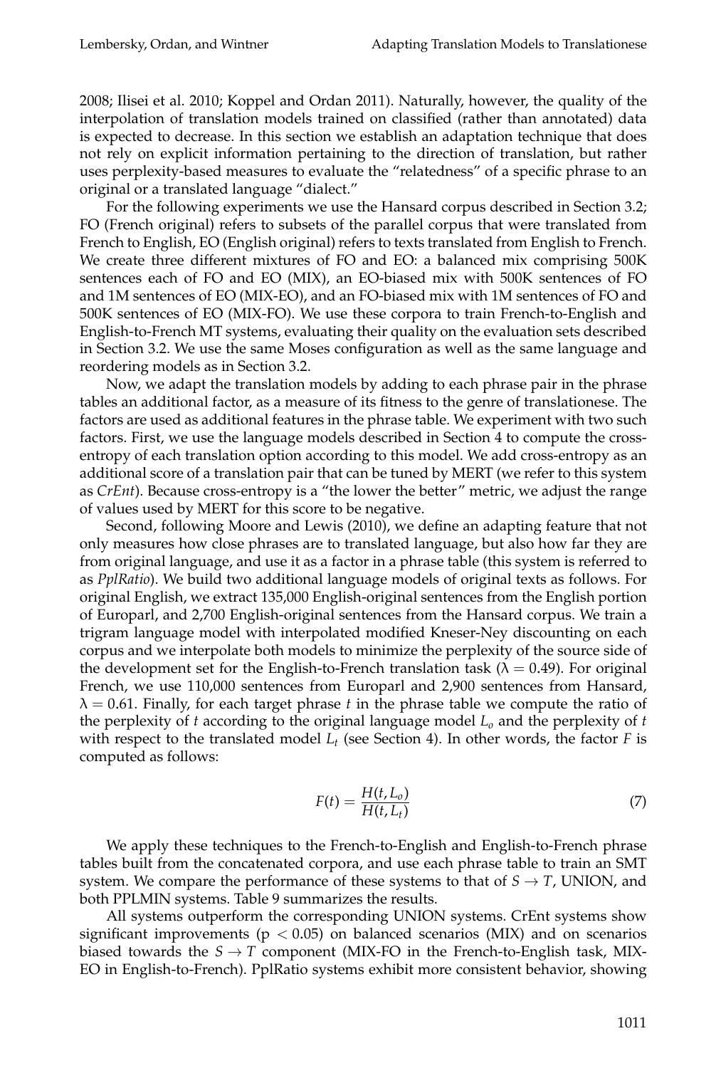2008; Ilisei et al. 2010; Koppel and Ordan 2011). Naturally, however, the quality of the interpolation of translation models trained on classified (rather than annotated) data is expected to decrease. In this section we establish an adaptation technique that does not rely on explicit information pertaining to the direction of translation, but rather uses perplexity-based measures to evaluate the "relatedness" of a specific phrase to an original or a translated language "dialect."

For the following experiments we use the Hansard corpus described in Section 3.2; FO (French original) refers to subsets of the parallel corpus that were translated from French to English, EO (English original) refers to texts translated from English to French. We create three different mixtures of FO and EO: a balanced mix comprising 500K sentences each of FO and EO (MIX), an EO-biased mix with 500K sentences of FO and 1M sentences of EO (MIX-EO), and an FO-biased mix with 1M sentences of FO and 500K sentences of EO (MIX-FO). We use these corpora to train French-to-English and English-to-French MT systems, evaluating their quality on the evaluation sets described in Section 3.2. We use the same Moses configuration as well as the same language and reordering models as in Section 3.2.

Now, we adapt the translation models by adding to each phrase pair in the phrase tables an additional factor, as a measure of its fitness to the genre of translationese. The factors are used as additional features in the phrase table. We experiment with two such factors. First, we use the language models described in Section 4 to compute the cross-entropy of each translation option according to this model. We add cross-entropy as an additional score of a translation pair that can be tuned by MERT (we refer to this system as *CrEnt*). Because cross-entropy is a "the lower the better" metric, we adjust the range of values used by MERT for this score to be negative.

Second, following Moore and Lewis (2010), we define an adapting feature that not only measures how close phrases are to translated language, but also how far they are from original language, and use it as a factor in a phrase table (this system is referred to as *PplRatio*). We build two additional language models of original texts as follows. For original English, we extract 135,000 English-original sentences from the English portion of Europarl, and 2,700 English-original sentences from the Hansard corpus. We train a trigram language model with interpolated modified Kneser-Ney discounting on each corpus and we interpolate both models to minimize the perplexity of the source side of the development set for the English-to-French translation task ($\lambda = 0.49$). For original French, we use 110,000 sentences from Europarl and 2,900 sentences from Hansard, $\lambda = 0.61$. Finally, for each target phrase $t$ in the phrase table we compute the ratio of the perplexity of $t$ according to the original language model $L_o$ and the perplexity of $t$ with respect to the translated model $L_t$ (see Section 4). In other words, the factor $F$ is computed as follows:

$$F(t) = \frac{H(t, L_o)}{H(t, L_t)} \tag{7}$$

We apply these techniques to the French-to-English and English-to-French phrase tables built from the concatenated corpora, and use each phrase table to train an SMT system. We compare the performance of these systems to that of $S \rightarrow T$, UNION, and both PPLMIN systems. Table 9 summarizes the results.

All systems outperform the corresponding UNION systems. CrEnt systems show significant improvements ($p < 0.05$) on balanced scenarios (MIX) and on scenarios biased towards the $S \rightarrow T$ component (MIX-FO in the French-to-English task, MIX-EO in English-to-French). PplRatio systems exhibit more consistent behavior, showing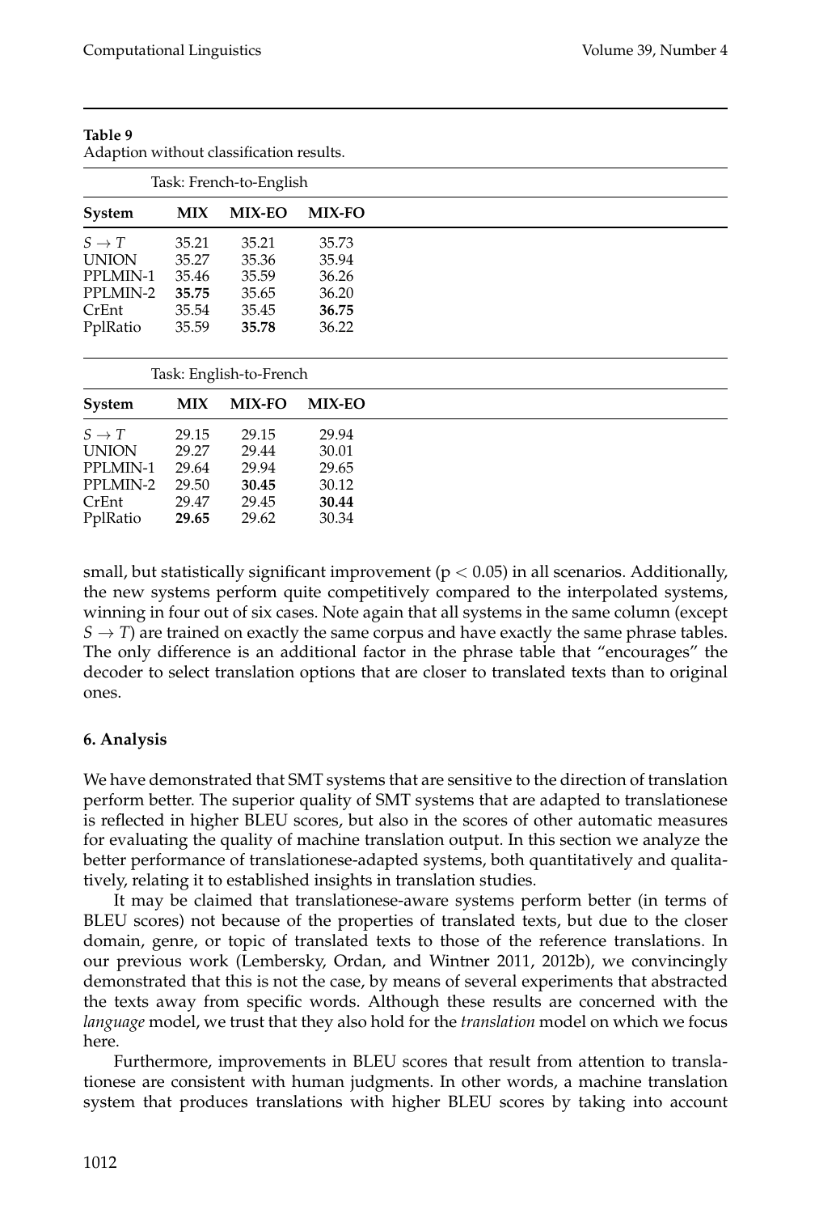**Table 9**
Adaption without classification results.

| | Task: French-to-English | | |
|---|---|---|---|
| **System** | **MIX** | **MIX-EO** | **MIX-FO** |
| $S \rightarrow T$ | 35.21 | 35.21 | 35.73 |
| UNION | 35.27 | 35.36 | 35.94 |
| PPLMIN-1 | 35.46 | 35.59 | 36.26 |
| PPLMIN-2 | **35.75** | 35.65 | 36.20 |
| CrEnt | 35.54 | 35.45 | **36.75** |
| PplRatio | 35.59 | **35.78** | 36.22 |

| | Task: English-to-French | | |
|---|---|---|---|
| **System** | **MIX** | **MIX-FO** | **MIX-EO** |
| $S \rightarrow T$ | 29.15 | 29.15 | 29.94 |
| UNION | 29.27 | 29.44 | 30.01 |
| PPLMIN-1 | 29.64 | 29.94 | 29.65 |
| PPLMIN-2 | 29.50 | **30.45** | 30.12 |
| CrEnt | 29.47 | 29.45 | **30.44** |
| PplRatio | **29.65** | 29.62 | 30.34 |

small, but statistically significant improvement ($p < 0.05$) in all scenarios. Additionally, the new systems perform quite competitively compared to the interpolated systems, winning in four out of six cases. Note again that all systems in the same column (except $S \rightarrow T$) are trained on exactly the same corpus and have exactly the same phrase tables. The only difference is an additional factor in the phrase table that "encourages" the decoder to select translation options that are closer to translated texts than to original ones.

## 6. Analysis

We have demonstrated that SMT systems that are sensitive to the direction of translation perform better. The superior quality of SMT systems that are adapted to translationese is reflected in higher BLEU scores, but also in the scores of other automatic measures for evaluating the quality of machine translation output. In this section we analyze the better performance of translationese-adapted systems, both quantitatively and qualitatively, relating it to established insights in translation studies.

It may be claimed that translationese-aware systems perform better (in terms of BLEU scores) not because of the properties of translated texts, but due to the closer domain, genre, or topic of translated texts to those of the reference translations. In our previous work (Lembersky, Ordan, and Wintner 2011, 2012b), we convincingly demonstrated that this is not the case, by means of several experiments that abstracted the texts away from specific words. Although these results are concerned with the *language* model, we trust that they also hold for the *translation* model on which we focus here.

Furthermore, improvements in BLEU scores that result from attention to translationese are consistent with human judgments. In other words, a machine translation system that produces translations with higher BLEU scores by taking into account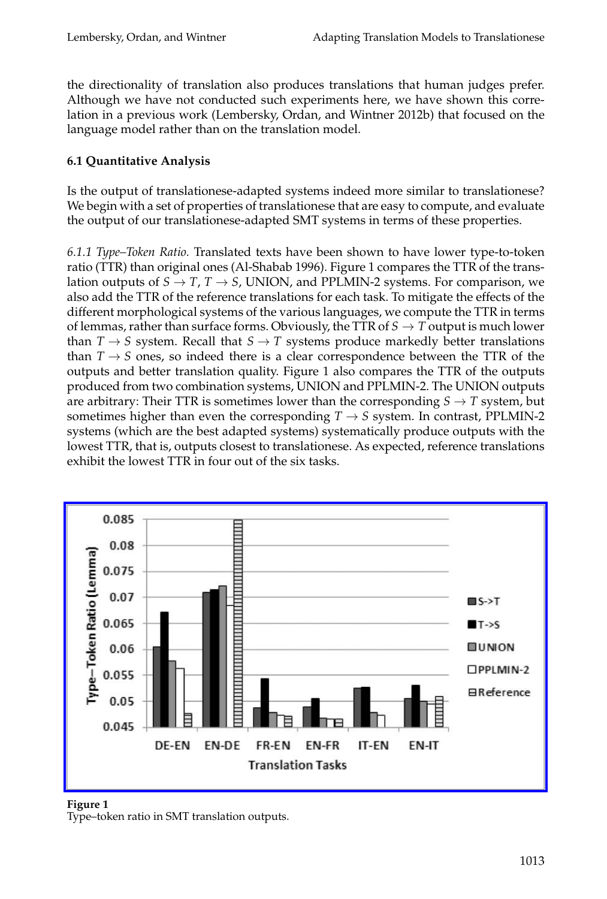the directionality of translation also produces translations that human judges prefer. Although we have not conducted such experiments here, we have shown this correlation in a previous work (Lembersky, Ordan, and Wintner 2012b) that focused on the language model rather than on the translation model.

### 6.1 Quantitative Analysis

Is the output of translationese-adapted systems indeed more similar to translationese? We begin with a set of properties of translationese that are easy to compute, and evaluate the output of our translationese-adapted SMT systems in terms of these properties.

*6.1.1 Type–Token Ratio.* Translated texts have been shown to have lower type-to-token ratio (TTR) than original ones (Al-Shabab 1996). Figure 1 compares the TTR of the translation outputs of $S \rightarrow T$, $T \rightarrow S$, UNION, and PPLMIN-2 systems. For comparison, we also add the TTR of the reference translations for each task. To mitigate the effects of the different morphological systems of the various languages, we compute the TTR in terms of lemmas, rather than surface forms. Obviously, the TTR of $S \rightarrow T$ output is much lower than $T \rightarrow S$ system. Recall that $S \rightarrow T$ systems produce markedly better translations than $T \rightarrow S$ ones, so indeed there is a clear correspondence between the TTR of the outputs and better translation quality. Figure 1 also compares the TTR of the outputs produced from two combination systems, UNION and PPLMIN-2. The UNION outputs are arbitrary: Their TTR is sometimes lower than the corresponding $S \rightarrow T$ system, but sometimes higher than even the corresponding $T \rightarrow S$ system. In contrast, PPLMIN-2 systems (which are the best adapted systems) systematically produce outputs with the lowest TTR, that is, outputs closest to translationese. As expected, reference translations exhibit the lowest TTR in four out of the six tasks.

**Figure 1**
Type–token ratio in SMT translation outputs.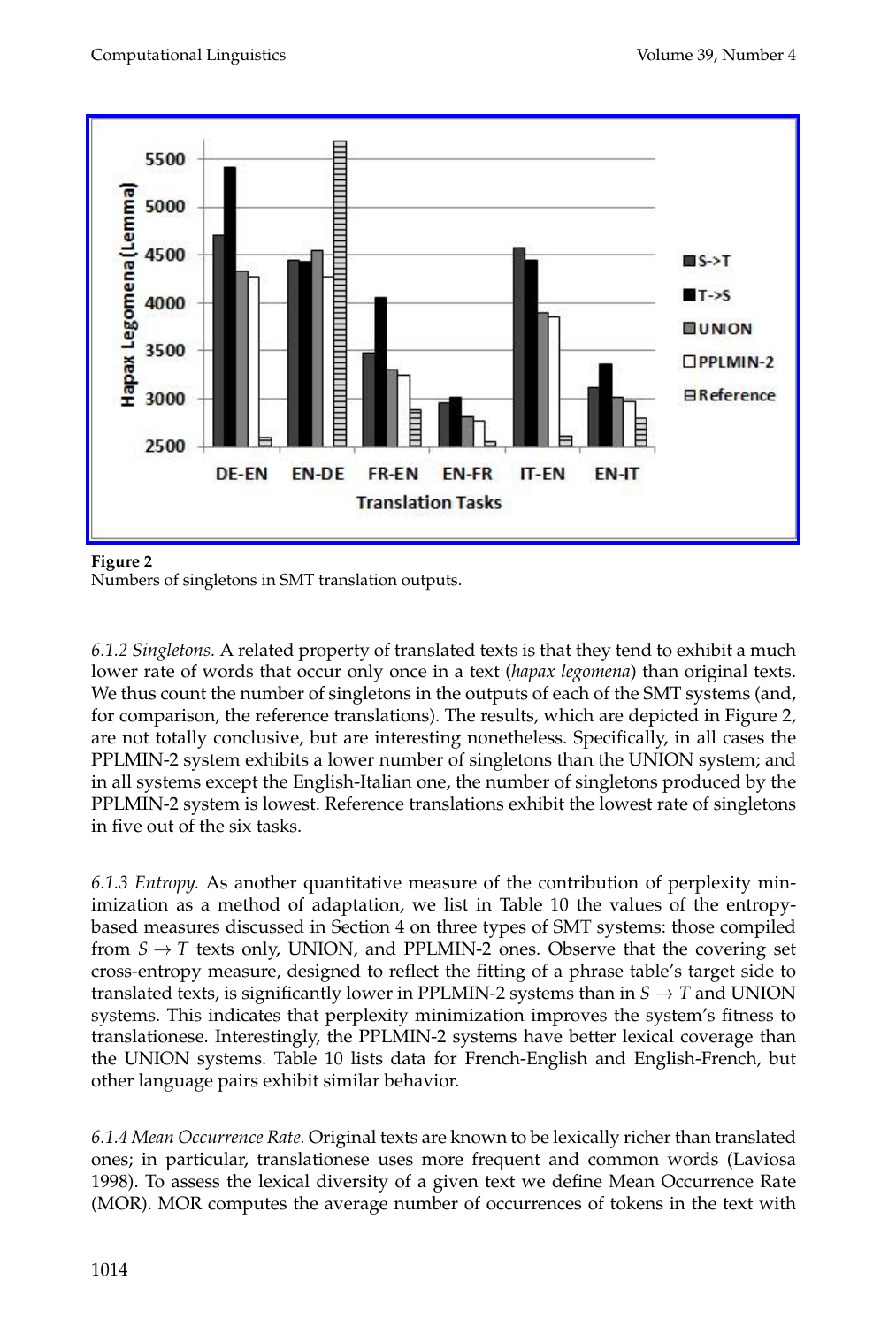**Figure 2**
Numbers of singletons in SMT translation outputs.

*6.1.2 Singletons.* A related property of translated texts is that they tend to exhibit a much lower rate of words that occur only once in a text (*hapax legomena*) than original texts. We thus count the number of singletons in the outputs of each of the SMT systems (and, for comparison, the reference translations). The results, which are depicted in Figure 2, are not totally conclusive, but are interesting nonetheless. Specifically, in all cases the PPLMIN-2 system exhibits a lower number of singletons than the UNION system; and in all systems except the English-Italian one, the number of singletons produced by the PPLMIN-2 system is lowest. Reference translations exhibit the lowest rate of singletons in five out of the six tasks.

*6.1.3 Entropy.* As another quantitative measure of the contribution of perplexity minimization as a method of adaptation, we list in Table 10 the values of the entropy-based measures discussed in Section 4 on three types of SMT systems: those compiled from $S \rightarrow T$ texts only, UNION, and PPLMIN-2 ones. Observe that the covering set cross-entropy measure, designed to reflect the fitting of a phrase table's target side to translated texts, is significantly lower in PPLMIN-2 systems than in $S \rightarrow T$ and UNION systems. This indicates that perplexity minimization improves the system's fitness to translationese. Interestingly, the PPLMIN-2 systems have better lexical coverage than the UNION systems. Table 10 lists data for French-English and English-French, but other language pairs exhibit similar behavior.

*6.1.4 Mean Occurrence Rate.* Original texts are known to be lexically richer than translated ones; in particular, translationese uses more frequent and common words (Laviosa 1998). To assess the lexical diversity of a given text we define Mean Occurrence Rate (MOR). MOR computes the average number of occurrences of tokens in the text with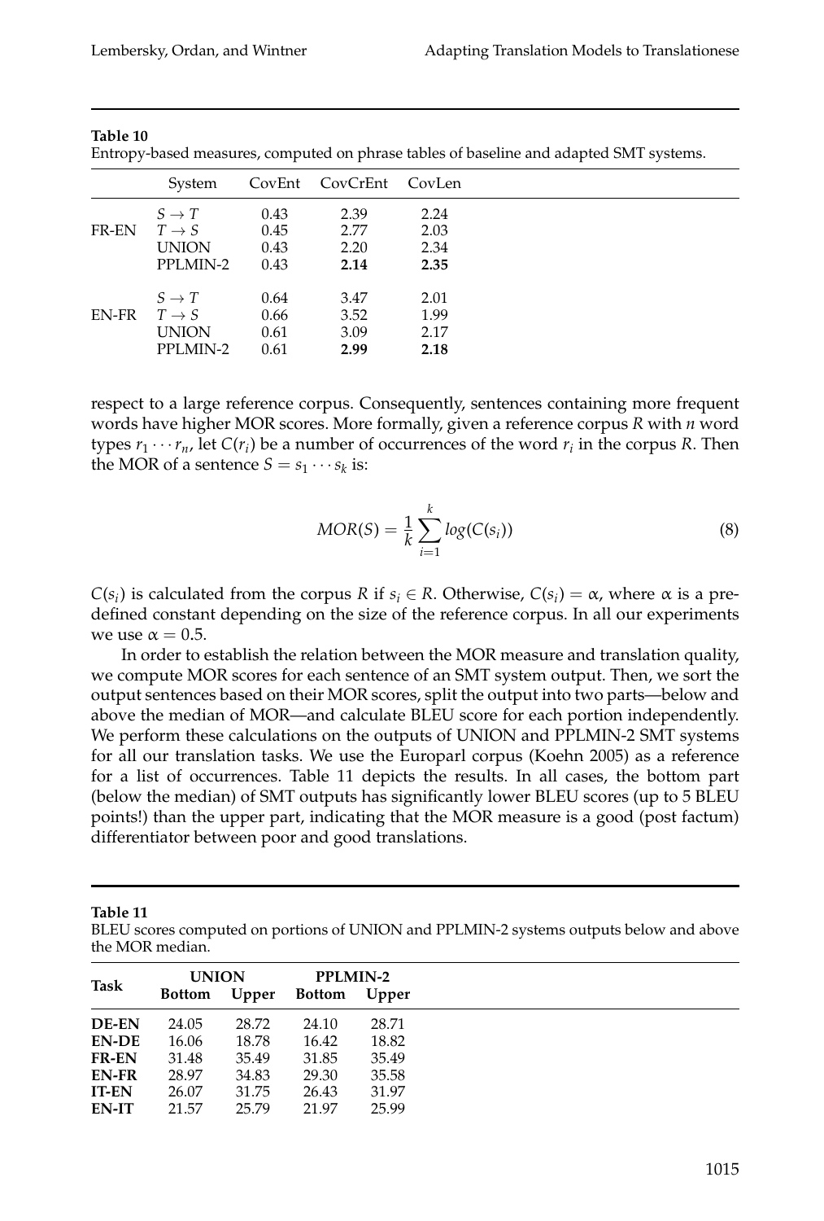**Table 10**
Entropy-based measures, computed on phrase tables of baseline and adapted SMT systems.

| | System | CovEnt | CovCrEnt | CovLen |
|---|---|---|---|---|
| FR-EN | $S \rightarrow T$ | 0.43 | 2.39 | 2.24 |
| | $T \rightarrow S$ | 0.45 | 2.77 | 2.03 |
| | UNION | 0.43 | 2.20 | 2.34 |
| | PPLMIN-2 | 0.43 | **2.14** | **2.35** |
| EN-FR | $S \rightarrow T$ | 0.64 | 3.47 | 2.01 |
| | $T \rightarrow S$ | 0.66 | 3.52 | 1.99 |
| | UNION | 0.61 | 3.09 | 2.17 |
| | PPLMIN-2 | 0.61 | **2.99** | **2.18** |

respect to a large reference corpus. Consequently, sentences containing more frequent words have higher MOR scores. More formally, given a reference corpus $R$ with $n$ word types $r_1 \cdots r_n$, let $C(r_i)$ be a number of occurrences of the word $r_i$ in the corpus $R$. Then the MOR of a sentence $S = s_1 \cdots s_k$ is:

$$MOR(S) = \frac{1}{k} \sum_{i=1}^{k} log(C(s_i)) \tag{8}$$

$C(s_i)$ is calculated from the corpus $R$ if $s_i \in R$. Otherwise, $C(s_i) = \alpha$, where $\alpha$ is a predefined constant depending on the size of the reference corpus. In all our experiments we use $\alpha = 0.5$.

In order to establish the relation between the MOR measure and translation quality, we compute MOR scores for each sentence of an SMT system output. Then, we sort the output sentences based on their MOR scores, split the output into two parts—below and above the median of MOR—and calculate BLEU score for each portion independently. We perform these calculations on the outputs of UNION and PPLMIN-2 SMT systems for all our translation tasks. We use the Europarl corpus (Koehn 2005) as a reference for a list of occurrences. Table 11 depicts the results. In all cases, the bottom part (below the median) of SMT outputs has significantly lower BLEU scores (up to 5 BLEU points!) than the upper part, indicating that the MOR measure is a good (post factum) differentiator between poor and good translations.

**Table 11**
BLEU scores computed on portions of UNION and PPLMIN-2 systems outputs below and above the MOR median.

| **Task** | **UNION** | | **PPLMIN-2** | |
|---|---|---|---|---|
| | **Bottom** | **Upper** | **Bottom** | **Upper** |
| **DE-EN** | 24.05 | 28.72 | 24.10 | 28.71 |
| **EN-DE** | 16.06 | 18.78 | 16.42 | 18.82 |
| **FR-EN** | 31.48 | 35.49 | 31.85 | 35.49 |
| **EN-FR** | 28.97 | 34.83 | 29.30 | 35.58 |
| **IT-EN** | 26.07 | 31.75 | 26.43 | 31.97 |
| **EN-IT** | 21.57 | 25.79 | 21.97 | 25.99 |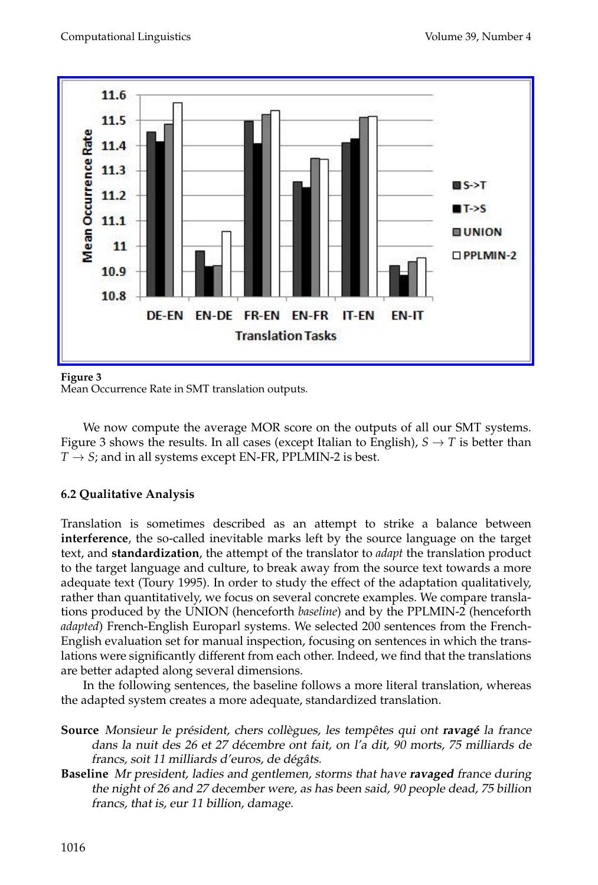**Figure 3**
Mean Occurrence Rate in SMT translation outputs.

We now compute the average MOR score on the outputs of all our SMT systems. Figure 3 shows the results. In all cases (except Italian to English), $S \rightarrow T$ is better than $T \rightarrow S$; and in all systems except EN-FR, PPLMIN-2 is best.

### 6.2 Qualitative Analysis

Translation is sometimes described as an attempt to strike a balance between **interference**, the so-called inevitable marks left by the source language on the target text, and **standardization**, the attempt of the translator to *adapt* the translation product to the target language and culture, to break away from the source text towards a more adequate text (Toury 1995). In order to study the effect of the adaptation qualitatively, rather than quantitatively, we focus on several concrete examples. We compare translations produced by the UNION (henceforth *baseline*) and by the PPLMIN-2 (henceforth *adapted*) French-English Europarl systems. We selected 200 sentences from the French-English evaluation set for manual inspection, focusing on sentences in which the translations were significantly different from each other. Indeed, we find that the translations are better adapted along several dimensions.

In the following sentences, the baseline follows a more literal translation, whereas the adapted system creates a more adequate, standardized translation.

**Source** *Monsieur le président, chers collègues, les tempêtes qui ont* ***ravagé*** *la france dans la nuit des 26 et 27 décembre ont fait, on l'a dit, 90 morts, 75 milliards de francs, soit 11 milliards d'euros, de dégâts.*

**Baseline** *Mr president, ladies and gentlemen, storms that have* ***ravaged*** *france during the night of 26 and 27 december were, as has been said, 90 people dead, 75 billion francs, that is, eur 11 billion, damage.*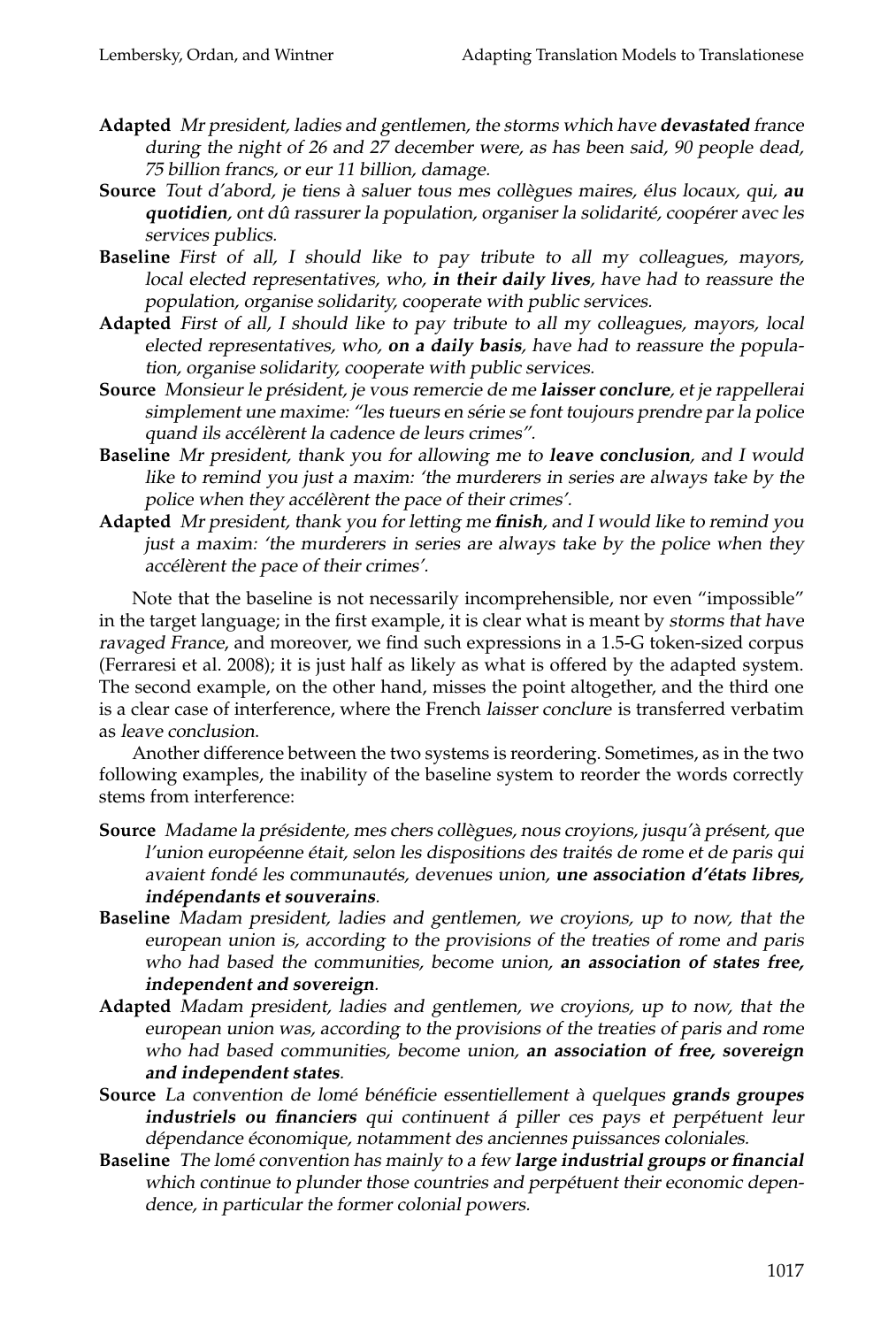**Adapted** *Mr president, ladies and gentlemen, the storms which have* ***devastated*** *france during the night of 26 and 27 december were, as has been said, 90 people dead, 75 billion francs, or eur 11 billion, damage.*

**Source** *Tout d'abord, je tiens à saluer tous mes collègues maires, élus locaux, qui,* ***au quotidien****, ont dû rassurer la population, organiser la solidarité, coopérer avec les services publics.*

**Baseline** *First of all, I should like to pay tribute to all my colleagues, mayors, local elected representatives, who,* ***in their daily lives****, have had to reassure the population, organise solidarity, cooperate with public services.*

**Adapted** *First of all, I should like to pay tribute to all my colleagues, mayors, local elected representatives, who,* ***on a daily basis****, have had to reassure the population, organise solidarity, cooperate with public services.*

**Source** *Monsieur le président, je vous remercie de me* ***laisser conclure****, et je rappellerai simplement une maxime: "les tueurs en série se font toujours prendre par la police quand ils accélèrent la cadence de leurs crimes".*

**Baseline** *Mr president, thank you for allowing me to* ***leave conclusion****, and I would like to remind you just a maxim: 'the murderers in series are always take by the police when they accélèrent the pace of their crimes'.*

**Adapted** *Mr president, thank you for letting me* ***finish****, and I would like to remind you just a maxim: 'the murderers in series are always take by the police when they accélèrent the pace of their crimes'.*

Note that the baseline is not necessarily incomprehensible, nor even "impossible" in the target language; in the first example, it is clear what is meant by *storms that have ravaged France*, and moreover, we find such expressions in a 1.5-G token-sized corpus (Ferraresi et al. 2008); it is just half as likely as what is offered by the adapted system. The second example, on the other hand, misses the point altogether, and the third one is a clear case of interference, where the French *laisser conclure* is transferred verbatim as *leave conclusion*.

Another difference between the two systems is reordering. Sometimes, as in the two following examples, the inability of the baseline system to reorder the words correctly stems from interference:

**Source** *Madame la présidente, mes chers collègues, nous croyions, jusqu'à présent, que l'union européenne était, selon les dispositions des traités de rome et de paris qui avaient fondé les communautés, devenues union,* ***une association d'états libres, indépendants et souverains****.*

**Baseline** *Madam president, ladies and gentlemen, we croyions, up to now, that the european union is, according to the provisions of the treaties of rome and paris who had based the communities, become union,* ***an association of states free, independent and sovereign****.*

**Adapted** *Madam president, ladies and gentlemen, we croyions, up to now, that the european union was, according to the provisions of the treaties of paris and rome who had based communities, become union,* ***an association of free, sovereign and independent states****.*

**Source** *La convention de lomé bénéficie essentiellement à quelques* ***grands groupes industriels ou financiers*** *qui continuent á piller ces pays et perpétuent leur dépendance économique, notamment des anciennes puissances coloniales.*

**Baseline** *The lomé convention has mainly to a few* ***large industrial groups or financial*** *which continue to plunder those countries and perpétuent their economic dependence, in particular the former colonial powers.*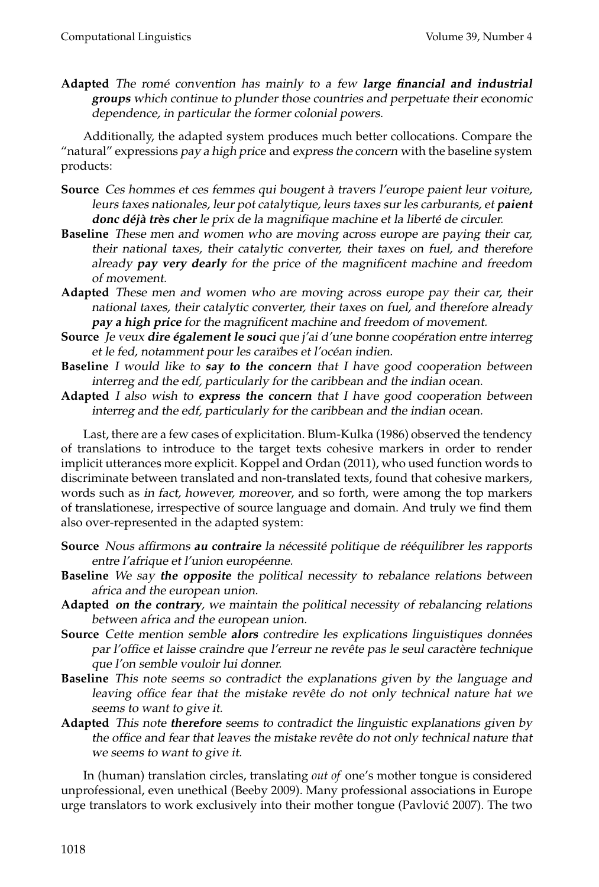**Adapted** *The romé convention has mainly to a few* ***large financial and industrial groups*** *which continue to plunder those countries and perpetuate their economic dependence, in particular the former colonial powers.*

Additionally, the adapted system produces much better collocations. Compare the "natural" expressions *pay a high price* and *express the concern* with the baseline system products:

**Source** *Ces hommes et ces femmes qui bougent à travers l'europe paient leur voiture, leurs taxes nationales, leur pot catalytique, leurs taxes sur les carburants, et* ***paient donc déjà très cher*** *le prix de la magnifique machine et la liberté de circuler.*

**Baseline** *These men and women who are moving across europe are paying their car, their national taxes, their catalytic converter, their taxes on fuel, and therefore already* ***pay very dearly*** *for the price of the magnificent machine and freedom of movement.*

**Adapted** *These men and women who are moving across europe pay their car, their national taxes, their catalytic converter, their taxes on fuel, and therefore already* ***pay a high price*** *for the magnificent machine and freedom of movement.*

**Source** *Je veux* ***dire également le souci*** *que j'ai d'une bonne coopération entre interreg et le fed, notamment pour les caraïbes et l'océan indien.*

**Baseline** *I would like to* ***say to the concern*** *that I have good cooperation between interreg and the edf, particularly for the caribbean and the indian ocean.*

**Adapted** *I also wish to* ***express the concern*** *that I have good cooperation between interreg and the edf, particularly for the caribbean and the indian ocean.*

Last, there are a few cases of explicitation. Blum-Kulka (1986) observed the tendency of translations to introduce to the target texts cohesive markers in order to render implicit utterances more explicit. Koppel and Ordan (2011), who used function words to discriminate between translated and non-translated texts, found that cohesive markers, words such as *in fact, however, moreover*, and so forth, were among the top markers of translationese, irrespective of source language and domain. And truly we find them also over-represented in the adapted system:

**Source** *Nous affirmons* ***au contraire*** *la nécessité politique de rééquilibrer les rapports entre l'afrique et l'union européenne.*

**Baseline** *We say* ***the opposite*** *the political necessity to rebalance relations between africa and the european union.*

**Adapted** ***on the contrary****, we maintain the political necessity of rebalancing relations between africa and the european union.*

**Source** *Cette mention semble* ***alors*** *contredire les explications linguistiques données par l'office et laisse craindre que l'erreur ne revête pas le seul caractère technique que l'on semble vouloir lui donner.*

**Baseline** *This note seems so contradict the explanations given by the language and leaving office fear that the mistake revête do not only technical nature hat we seems to want to give it.*

**Adapted** *This note* ***therefore*** *seems to contradict the linguistic explanations given by the office and fear that leaves the mistake revête do not only technical nature that we seems to want to give it.*

In (human) translation circles, translating *out of* one's mother tongue is considered unprofessional, even unethical (Beeby 2009). Many professional associations in Europe urge translators to work exclusively into their mother tongue (Pavlović 2007). The two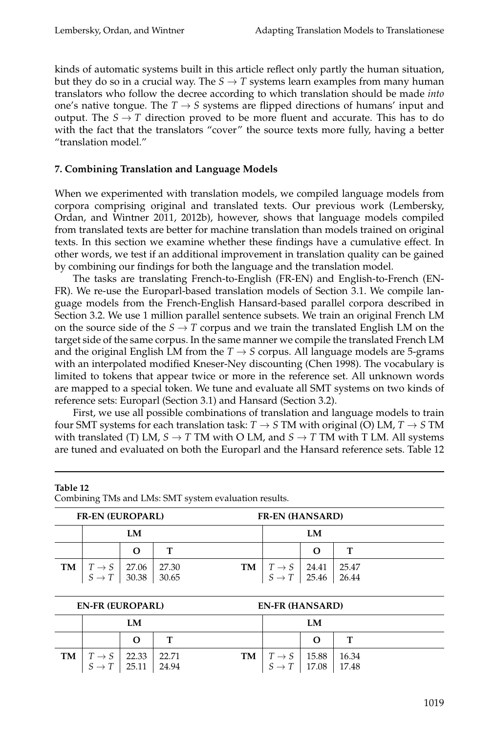kinds of automatic systems built in this article reflect only partly the human situation, but they do so in a crucial way. The $S \rightarrow T$ systems learn examples from many human translators who follow the decree according to which translation should be made *into* one's native tongue. The $T \rightarrow S$ systems are flipped directions of humans' input and output. The $S \rightarrow T$ direction proved to be more fluent and accurate. This has to do with the fact that the translators "cover" the source texts more fully, having a better "translation model."

## 7. Combining Translation and Language Models

When we experimented with translation models, we compiled language models from corpora comprising original and translated texts. Our previous work (Lembersky, Ordan, and Wintner 2011, 2012b), however, shows that language models compiled from translated texts are better for machine translation than models trained on original texts. In this section we examine whether these findings have a cumulative effect. In other words, we test if an additional improvement in translation quality can be gained by combining our findings for both the language and the translation model.

The tasks are translating French-to-English (FR-EN) and English-to-French (EN-FR). We re-use the Europarl-based translation models of Section 3.1. We compile language models from the French-English Hansard-based parallel corpora described in Section 3.2. We use 1 million parallel sentence subsets. We train an original French LM on the source side of the $S \rightarrow T$ corpus and we train the translated English LM on the target side of the same corpus. In the same manner we compile the translated French LM and the original English LM from the $T \rightarrow S$ corpus. All language models are 5-grams with an interpolated modified Kneser-Ney discounting (Chen 1998). The vocabulary is limited to tokens that appear twice or more in the reference set. All unknown words are mapped to a special token. We tune and evaluate all SMT systems on two kinds of reference sets: Europarl (Section 3.1) and Hansard (Section 3.2).

First, we use all possible combinations of translation and language models to train four SMT systems for each translation task: $T \rightarrow S$ TM with original (O) LM, $T \rightarrow S$ TM with translated (T) LM, $S \rightarrow T$ TM with O LM, and $S \rightarrow T$ TM with T LM. All systems are tuned and evaluated on both the Europarl and the Hansard reference sets. Table 12

**Table 12**
Combining TMs and LMs: SMT system evaluation results.

| **FR-EN (EUROPARL)** | | | | **FR-EN (HANSARD)** | | | |
|---|---|---|---|---|---|---|---|
| | | **LM** | | | | **LM** | |
| | | **O** | **T** | | | **O** | **T** |
| **TM** | $T \rightarrow S$ | 27.06 | 27.30 | **TM** | $T \rightarrow S$ | 24.41 | 25.47 |
| | $S \rightarrow T$ | 30.38 | 30.65 | | $S \rightarrow T$ | 25.46 | 26.44 |

| **EN-FR (EUROPARL)** | | | | **EN-FR (HANSARD)** | | | |
|---|---|---|---|---|---|---|---|
| | | **LM** | | | | **LM** | |
| | | **O** | **T** | | | **O** | **T** |
| **TM** | $T \rightarrow S$ | 22.33 | 22.71 | **TM** | $T \rightarrow S$ | 15.88 | 16.34 |
| | $S \rightarrow T$ | 25.11 | 24.94 | | $S \rightarrow T$ | 17.08 | 17.48 |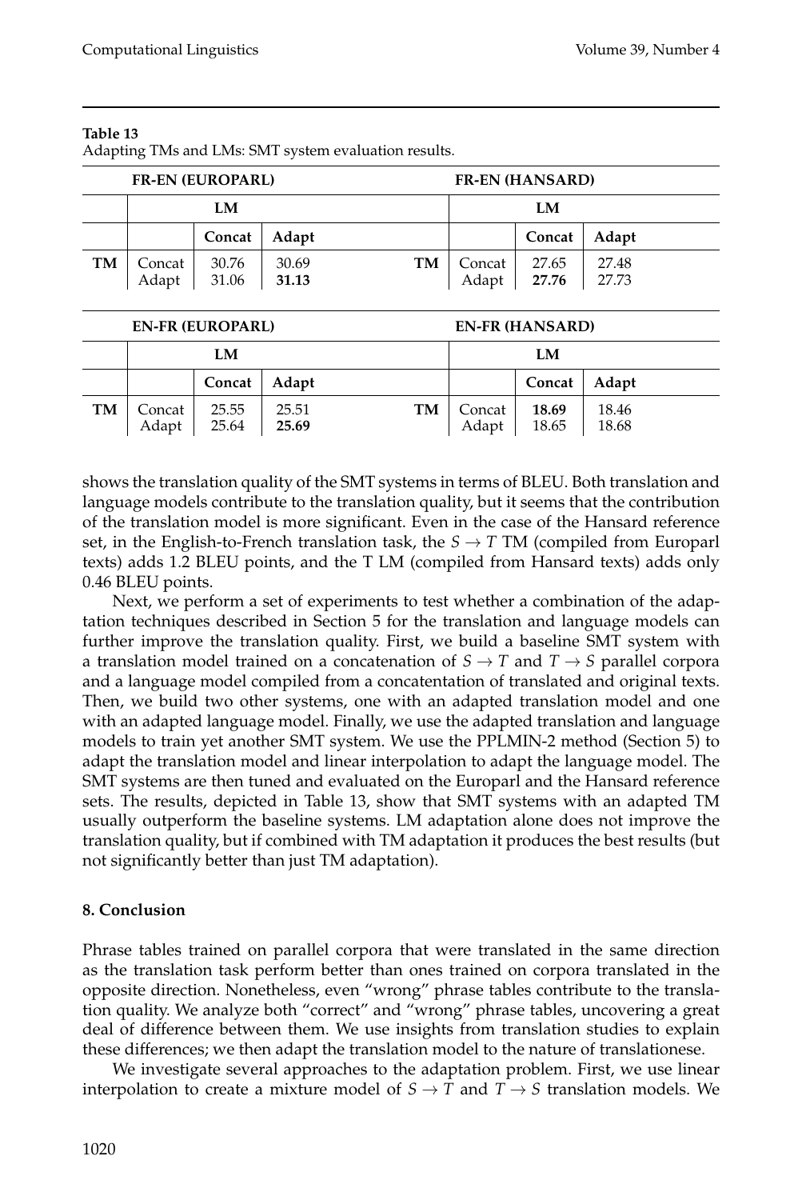**Table 13**
Adapting TMs and LMs: SMT system evaluation results.

| **FR-EN (EUROPARL)** | | | | **FR-EN (HANSARD)** | | | |
|---|---|---|---|---|---|---|---|
| | **LM** | | | | **LM** | | |
| | | **Concat** | **Adapt** | | | **Concat** | **Adapt** |
| **TM** | Concat | 30.76 | 30.69 | **TM** | Concat | 27.65 | 27.48 |
| | Adapt | 31.06 | **31.13** | | Adapt | **27.76** | 27.73 |

| **EN-FR (EUROPARL)** | | | | **EN-FR (HANSARD)** | | | |
|---|---|---|---|---|---|---|---|
| | **LM** | | | | **LM** | | |
| | | **Concat** | **Adapt** | | | **Concat** | **Adapt** |
| **TM** | Concat | 25.55 | 25.51 | **TM** | Concat | **18.69** | 18.46 |
| | Adapt | 25.64 | **25.69** | | Adapt | 18.65 | 18.68 |

shows the translation quality of the SMT systems in terms of BLEU. Both translation and language models contribute to the translation quality, but it seems that the contribution of the translation model is more significant. Even in the case of the Hansard reference set, in the English-to-French translation task, the $S \rightarrow T$ TM (compiled from Europarl texts) adds 1.2 BLEU points, and the T LM (compiled from Hansard texts) adds only 0.46 BLEU points.

Next, we perform a set of experiments to test whether a combination of the adaptation techniques described in Section 5 for the translation and language models can further improve the translation quality. First, we build a baseline SMT system with a translation model trained on a concatenation of $S \rightarrow T$ and $T \rightarrow S$ parallel corpora and a language model compiled from a concatentation of translated and original texts. Then, we build two other systems, one with an adapted translation model and one with an adapted language model. Finally, we use the adapted translation and language models to train yet another SMT system. We use the PPLMIN-2 method (Section 5) to adapt the translation model and linear interpolation to adapt the language model. The SMT systems are then tuned and evaluated on the Europarl and the Hansard reference sets. The results, depicted in Table 13, show that SMT systems with an adapted TM usually outperform the baseline systems. LM adaptation alone does not improve the translation quality, but if combined with TM adaptation it produces the best results (but not significantly better than just TM adaptation).

## 8. Conclusion

Phrase tables trained on parallel corpora that were translated in the same direction as the translation task perform better than ones trained on corpora translated in the opposite direction. Nonetheless, even "wrong" phrase tables contribute to the translation quality. We analyze both "correct" and "wrong" phrase tables, uncovering a great deal of difference between them. We use insights from translation studies to explain these differences; we then adapt the translation model to the nature of translationese.

We investigate several approaches to the adaptation problem. First, we use linear interpolation to create a mixture model of $S \rightarrow T$ and $T \rightarrow S$ translation models. We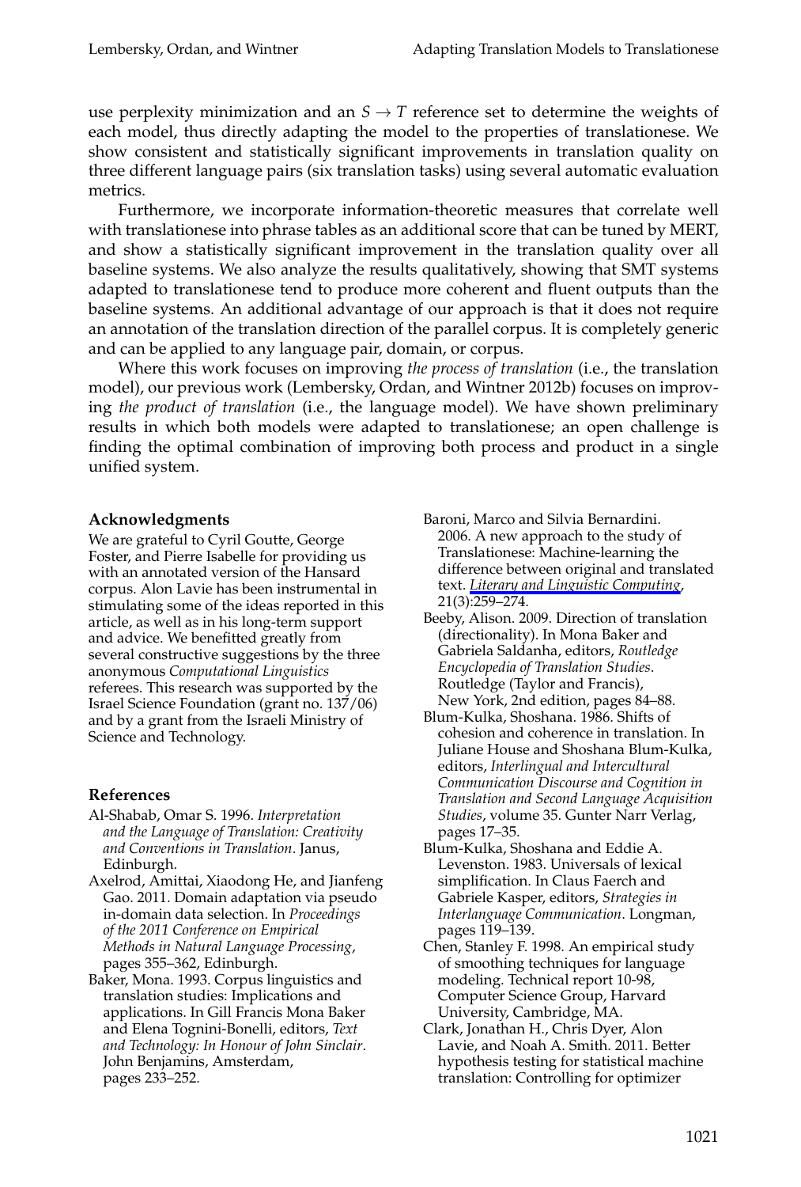use perplexity minimization and an $S \rightarrow T$ reference set to determine the weights of each model, thus directly adapting the model to the properties of translationese. We show consistent and statistically significant improvements in translation quality on three different language pairs (six translation tasks) using several automatic evaluation metrics.

Furthermore, we incorporate information-theoretic measures that correlate well with translationese into phrase tables as an additional score that can be tuned by MERT, and show a statistically significant improvement in the translation quality over all baseline systems. We also analyze the results qualitatively, showing that SMT systems adapted to translationese tend to produce more coherent and fluent outputs than the baseline systems. An additional advantage of our approach is that it does not require an annotation of the translation direction of the parallel corpus. It is completely generic and can be applied to any language pair, domain, or corpus.

Where this work focuses on improving *the process of translation* (i.e., the translation model), our previous work (Lembersky, Ordan, and Wintner 2012b) focuses on improving *the product of translation* (i.e., the language model). We have shown preliminary results in which both models were adapted to translationese; an open challenge is finding the optimal combination of improving both process and product in a single unified system.

### Acknowledgments

We are grateful to Cyril Goutte, George Foster, and Pierre Isabelle for providing us with an annotated version of the Hansard corpus. Alon Lavie has been instrumental in stimulating some of the ideas reported in this article, as well as in his long-term support and advice. We benefitted greatly from several constructive suggestions by the three anonymous *Computational Linguistics* referees. This research was supported by the Israel Science Foundation (grant no. 137/06) and by a grant from the Israeli Ministry of Science and Technology.

### References

Al-Shabab, Omar S. 1996. *Interpretation and the Language of Translation: Creativity and Conventions in Translation*. Janus, Edinburgh.

Axelrod, Amittai, Xiaodong He, and Jianfeng Gao. 2011. Domain adaptation via pseudo in-domain data selection. In *Proceedings of the 2011 Conference on Empirical Methods in Natural Language Processing*, pages 355–362, Edinburgh.

Baker, Mona. 1993. Corpus linguistics and translation studies: Implications and applications. In Gill Francis Mona Baker and Elena Tognini-Bonelli, editors, *Text and Technology: In Honour of John Sinclair*. John Benjamins, Amsterdam, pages 233–252.

Baroni, Marco and Silvia Bernardini. 2006. A new approach to the study of Translationese: Machine-learning the difference between original and translated text. *Literary and Linguistic Computing*, 21(3):259–274.

Beeby, Alison. 2009. Direction of translation (directionality). In Mona Baker and Gabriela Saldanha, editors, *Routledge Encyclopedia of Translation Studies*. Routledge (Taylor and Francis), New York, 2nd edition, pages 84–88.

Blum-Kulka, Shoshana. 1986. Shifts of cohesion and coherence in translation. In Juliane House and Shoshana Blum-Kulka, editors, *Interlingual and Intercultural Communication Discourse and Cognition in Translation and Second Language Acquisition Studies*, volume 35. Gunter Narr Verlag, pages 17–35.

Blum-Kulka, Shoshana and Eddie A. Levenston. 1983. Universals of lexical simplification. In Claus Faerch and Gabriele Kasper, editors, *Strategies in Interlanguage Communication*. Longman, pages 119–139.

Chen, Stanley F. 1998. An empirical study of smoothing techniques for language modeling. Technical report 10-98, Computer Science Group, Harvard University, Cambridge, MA.

Clark, Jonathan H., Chris Dyer, Alon Lavie, and Noah A. Smith. 2011. Better hypothesis testing for statistical machine translation: Controlling for optimizer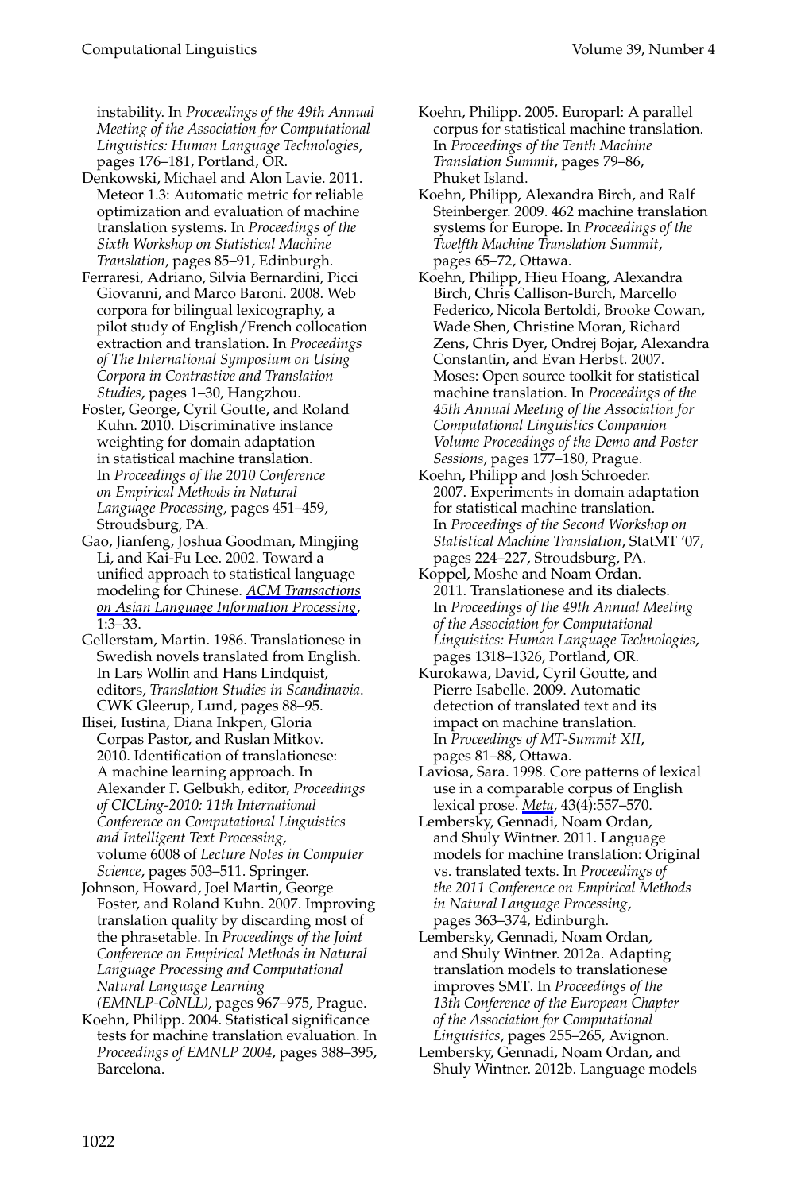instability. In *Proceedings of the 49th Annual Meeting of the Association for Computational Linguistics: Human Language Technologies*, pages 176–181, Portland, OR.

Denkowski, Michael and Alon Lavie. 2011. Meteor 1.3: Automatic metric for reliable optimization and evaluation of machine translation systems. In *Proceedings of the Sixth Workshop on Statistical Machine Translation*, pages 85–91, Edinburgh.

Ferraresi, Adriano, Silvia Bernardini, Picci Giovanni, and Marco Baroni. 2008. Web corpora for bilingual lexicography, a pilot study of English/French collocation extraction and translation. In *Proceedings of The International Symposium on Using Corpora in Contrastive and Translation Studies*, pages 1–30, Hangzhou.

Foster, George, Cyril Goutte, and Roland Kuhn. 2010. Discriminative instance weighting for domain adaptation in statistical machine translation. In *Proceedings of the 2010 Conference on Empirical Methods in Natural Language Processing*, pages 451–459, Stroudsburg, PA.

Gao, Jianfeng, Joshua Goodman, Mingjing Li, and Kai-Fu Lee. 2002. Toward a unified approach to statistical language modeling for Chinese. *ACM Transactions on Asian Language Information Processing*, 1:3–33.

Gellerstam, Martin. 1986. Translationese in Swedish novels translated from English. In Lars Wollin and Hans Lindquist, editors, *Translation Studies in Scandinavia*. CWK Gleerup, Lund, pages 88–95.

Ilisei, Iustina, Diana Inkpen, Gloria Corpas Pastor, and Ruslan Mitkov. 2010. Identification of translationese: A machine learning approach. In Alexander F. Gelbukh, editor, *Proceedings of CICLing-2010: 11th International Conference on Computational Linguistics and Intelligent Text Processing*, volume 6008 of *Lecture Notes in Computer Science*, pages 503–511. Springer.

Johnson, Howard, Joel Martin, George Foster, and Roland Kuhn. 2007. Improving translation quality by discarding most of the phrasetable. In *Proceedings of the Joint Conference on Empirical Methods in Natural Language Processing and Computational Natural Language Learning (EMNLP-CoNLL)*, pages 967–975, Prague.

Koehn, Philipp. 2004. Statistical significance tests for machine translation evaluation. In *Proceedings of EMNLP 2004*, pages 388–395, Barcelona.

Koehn, Philipp. 2005. Europarl: A parallel corpus for statistical machine translation. In *Proceedings of the Tenth Machine Translation Summit*, pages 79–86, Phuket Island.

Koehn, Philipp, Alexandra Birch, and Ralf Steinberger. 2009. 462 machine translation systems for Europe. In *Proceedings of the Twelfth Machine Translation Summit*, pages 65–72, Ottawa.

Koehn, Philipp, Hieu Hoang, Alexandra Birch, Chris Callison-Burch, Marcello Federico, Nicola Bertoldi, Brooke Cowan, Wade Shen, Christine Moran, Richard Zens, Chris Dyer, Ondrej Bojar, Alexandra Constantin, and Evan Herbst. 2007. Moses: Open source toolkit for statistical machine translation. In *Proceedings of the 45th Annual Meeting of the Association for Computational Linguistics Companion Volume Proceedings of the Demo and Poster Sessions*, pages 177–180, Prague.

Koehn, Philipp and Josh Schroeder. 2007. Experiments in domain adaptation for statistical machine translation. In *Proceedings of the Second Workshop on Statistical Machine Translation*, StatMT '07, pages 224–227, Stroudsburg, PA.

Koppel, Moshe and Noam Ordan. 2011. Translationese and its dialects. In *Proceedings of the 49th Annual Meeting of the Association for Computational Linguistics: Human Language Technologies*, pages 1318–1326, Portland, OR.

Kurokawa, David, Cyril Goutte, and Pierre Isabelle. 2009. Automatic detection of translated text and its impact on machine translation. In *Proceedings of MT-Summit XII*, pages 81–88, Ottawa.

Laviosa, Sara. 1998. Core patterns of lexical use in a comparable corpus of English lexical prose. *Meta*, 43(4):557–570.

Lembersky, Gennadi, Noam Ordan, and Shuly Wintner. 2011. Language models for machine translation: Original vs. translated texts. In *Proceedings of the 2011 Conference on Empirical Methods in Natural Language Processing*, pages 363–374, Edinburgh.

Lembersky, Gennadi, Noam Ordan, and Shuly Wintner. 2012a. Adapting translation models to translationese improves SMT. In *Proceedings of the 13th Conference of the European Chapter of the Association for Computational Linguistics*, pages 255–265, Avignon.

Lembersky, Gennadi, Noam Ordan, and Shuly Wintner. 2012b. Language models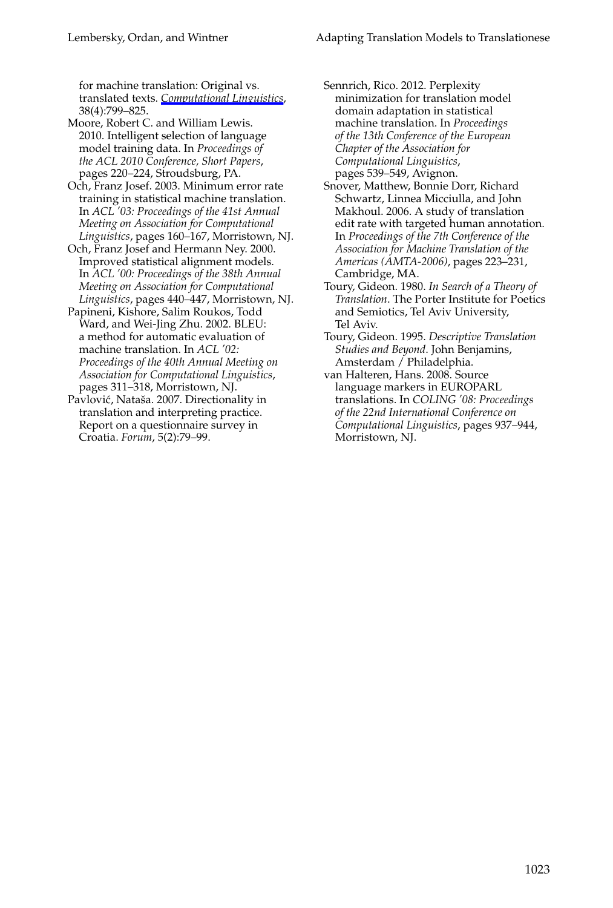for machine translation: Original vs. translated texts. *Computational Linguistics*, 38(4):799–825.

Moore, Robert C. and William Lewis. 2010. Intelligent selection of language model training data. In *Proceedings of the ACL 2010 Conference, Short Papers*, pages 220–224, Stroudsburg, PA.

Och, Franz Josef. 2003. Minimum error rate training in statistical machine translation. In *ACL '03: Proceedings of the 41st Annual Meeting on Association for Computational Linguistics*, pages 160–167, Morristown, NJ.

Och, Franz Josef and Hermann Ney. 2000. Improved statistical alignment models. In *ACL '00: Proceedings of the 38th Annual Meeting on Association for Computational Linguistics*, pages 440–447, Morristown, NJ.

Papineni, Kishore, Salim Roukos, Todd Ward, and Wei-Jing Zhu. 2002. BLEU: a method for automatic evaluation of machine translation. In *ACL '02: Proceedings of the 40th Annual Meeting on Association for Computational Linguistics*, pages 311–318, Morristown, NJ.

Pavlović, Nataša. 2007. Directionality in translation and interpreting practice. Report on a questionnaire survey in Croatia. *Forum*, 5(2):79–99.

Sennrich, Rico. 2012. Perplexity minimization for translation model domain adaptation in statistical machine translation. In *Proceedings of the 13th Conference of the European Chapter of the Association for Computational Linguistics*, pages 539–549, Avignon.

Snover, Matthew, Bonnie Dorr, Richard Schwartz, Linnea Micciulla, and John Makhoul. 2006. A study of translation edit rate with targeted human annotation. In *Proceedings of the 7th Conference of the Association for Machine Translation of the Americas (AMTA-2006)*, pages 223–231, Cambridge, MA.

Toury, Gideon. 1980. *In Search of a Theory of Translation*. The Porter Institute for Poetics and Semiotics, Tel Aviv University, Tel Aviv.

Toury, Gideon. 1995. *Descriptive Translation Studies and Beyond*. John Benjamins, Amsterdam / Philadelphia.

van Halteren, Hans. 2008. Source language markers in EUROPARL translations. In *COLING '08: Proceedings of the 22nd International Conference on Computational Linguistics*, pages 937–944, Morristown, NJ.